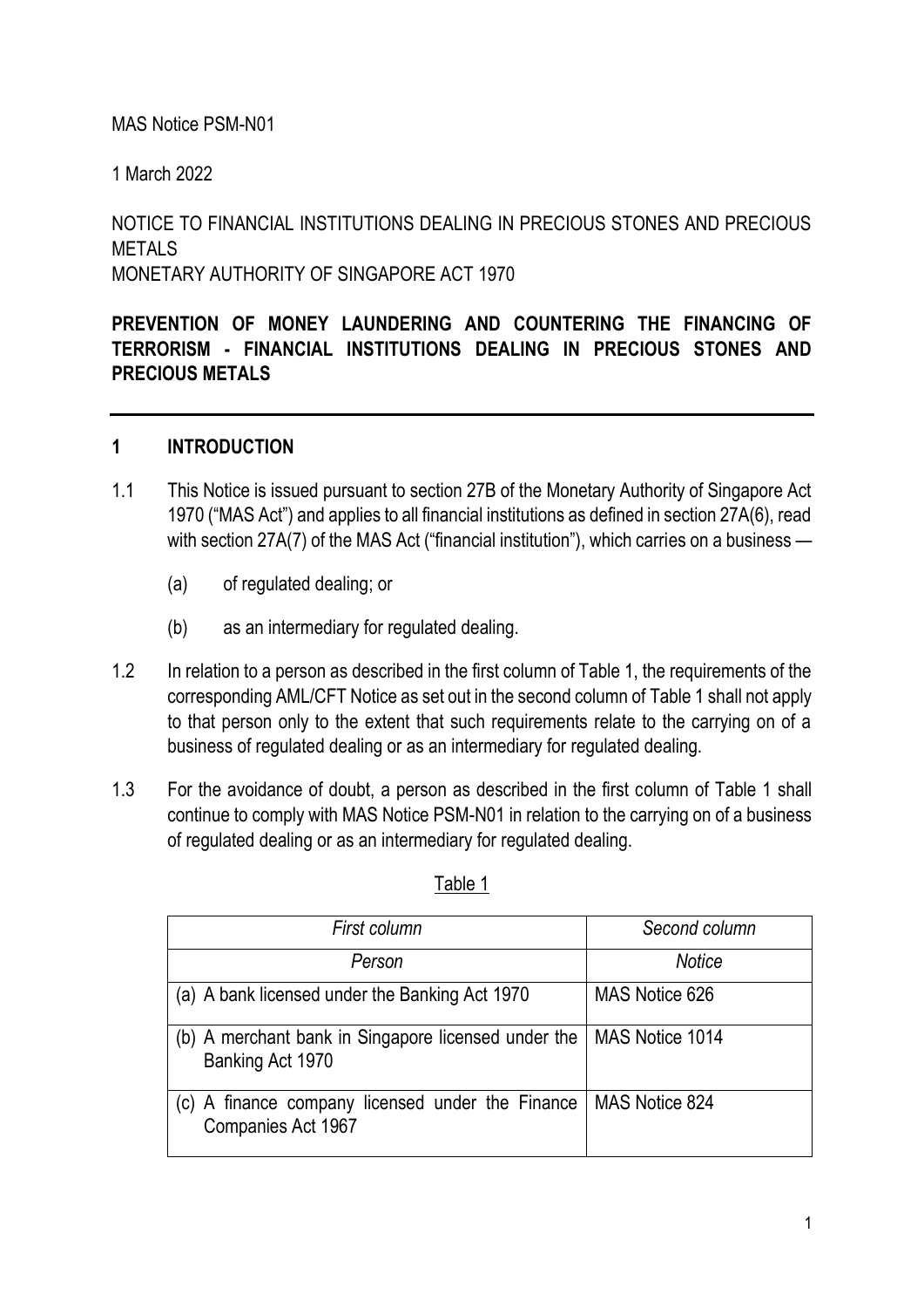MAS Notice PSM-N01

1 March 2022

NOTICE TO FINANCIAL INSTITUTIONS DEALING IN PRECIOUS STONES AND PRECIOUS METALS
MONETARY AUTHORITY OF SINGAPORE ACT 1970

**PREVENTION OF MONEY LAUNDERING AND COUNTERING THE FINANCING OF TERRORISM - FINANCIAL INSTITUTIONS DEALING IN PRECIOUS STONES AND PRECIOUS METALS**

## 1 INTRODUCTION

1.1 This Notice is issued pursuant to section 27B of the Monetary Authority of Singapore Act 1970 ("MAS Act") and applies to all financial institutions as defined in section 27A(6), read with section 27A(7) of the MAS Act ("financial institution"), which carries on a business —

   (a) of regulated dealing; or

   (b) as an intermediary for regulated dealing.

1.2 In relation to a person as described in the first column of Table 1, the requirements of the corresponding AML/CFT Notice as set out in the second column of Table 1 shall not apply to that person only to the extent that such requirements relate to the carrying on of a business of regulated dealing or as an intermediary for regulated dealing.

1.3 For the avoidance of doubt, a person as described in the first column of Table 1 shall continue to comply with MAS Notice PSM-N01 in relation to the carrying on of a business of regulated dealing or as an intermediary for regulated dealing.

Table 1

| *First column* | *Second column* |
|---|---|
| *Person* | *Notice* |
| (a) A bank licensed under the Banking Act 1970 | MAS Notice 626 |
| (b) A merchant bank in Singapore licensed under the Banking Act 1970 | MAS Notice 1014 |
| (c) A finance company licensed under the Finance Companies Act 1967 | MAS Notice 824 |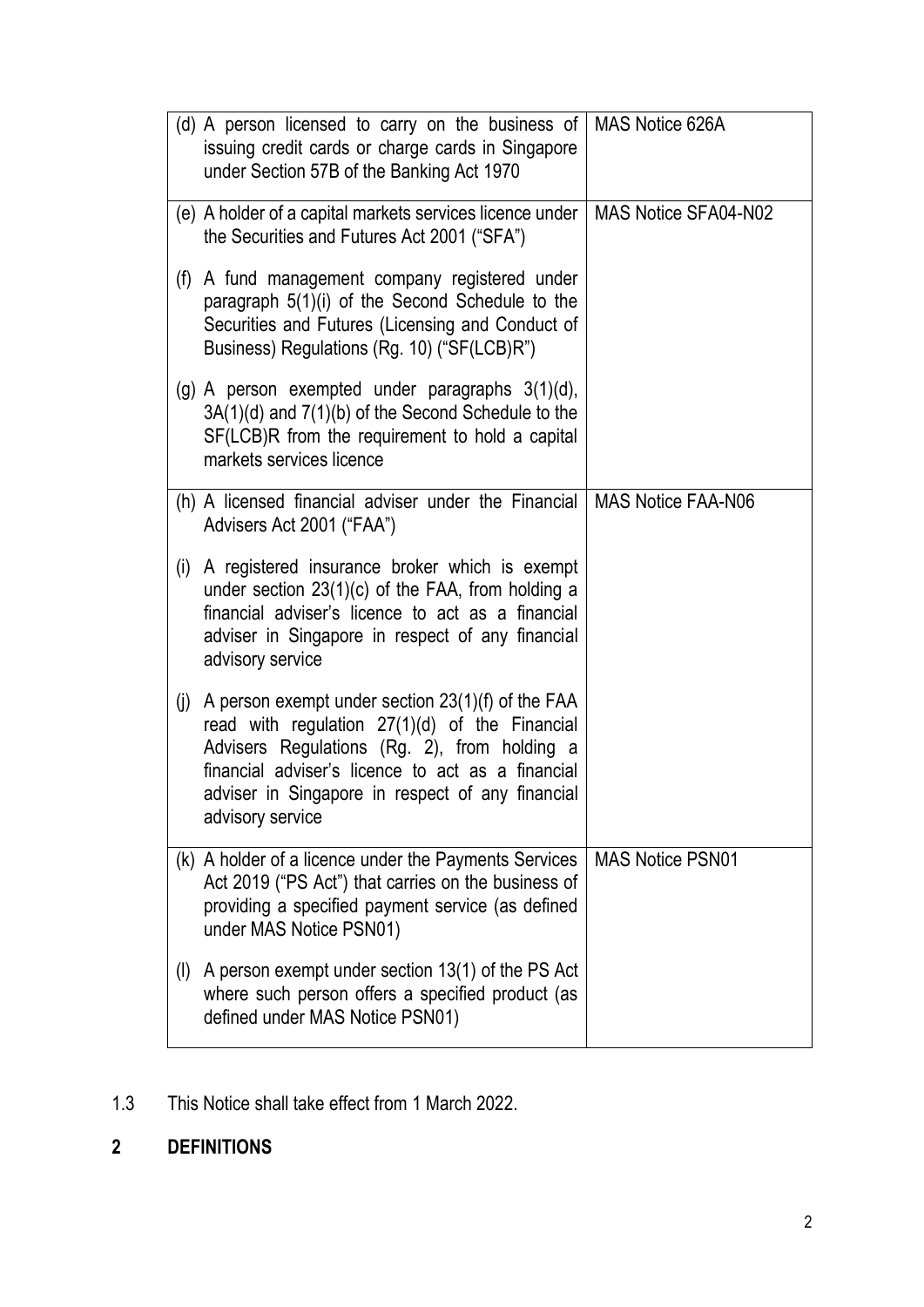| | |
|---|---|
| (d) A person licensed to carry on the business of issuing credit cards or charge cards in Singapore under Section 57B of the Banking Act 1970 | MAS Notice 626A |
| (e) A holder of a capital markets services licence under the Securities and Futures Act 2001 ("SFA")<br><br>(f) A fund management company registered under paragraph 5(1)(i) of the Second Schedule to the Securities and Futures (Licensing and Conduct of Business) Regulations (Rg. 10) ("SF(LCB)R")<br><br>(g) A person exempted under paragraphs 3(1)(d), 3A(1)(d) and 7(1)(b) of the Second Schedule to the SF(LCB)R from the requirement to hold a capital markets services licence | MAS Notice SFA04-N02 |
| (h) A licensed financial adviser under the Financial Advisers Act 2001 ("FAA")<br><br>(i) A registered insurance broker which is exempt under section 23(1)(c) of the FAA, from holding a financial adviser's licence to act as a financial adviser in Singapore in respect of any financial advisory service<br><br>(j) A person exempt under section 23(1)(f) of the FAA read with regulation 27(1)(d) of the Financial Advisers Regulations (Rg. 2), from holding a financial adviser's licence to act as a financial adviser in Singapore in respect of any financial advisory service | MAS Notice FAA-N06 |
| (k) A holder of a licence under the Payments Services Act 2019 ("PS Act") that carries on the business of providing a specified payment service (as defined under MAS Notice PSN01)<br><br>(l) A person exempt under section 13(1) of the PS Act where such person offers a specified product (as defined under MAS Notice PSN01) | MAS Notice PSN01 |

1.3 This Notice shall take effect from 1 March 2022.

## 2 DEFINITIONS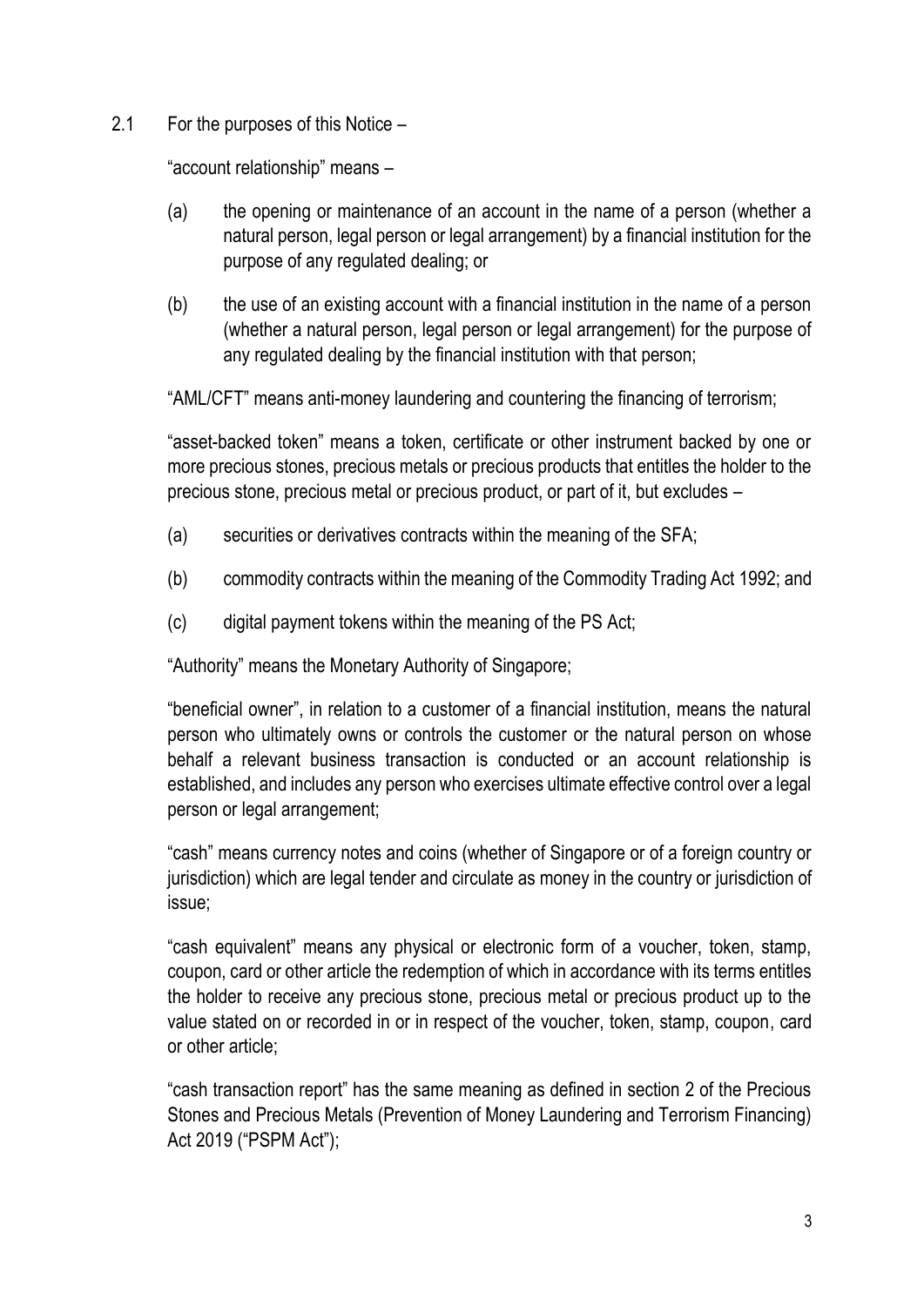2.1 For the purposes of this Notice –

"account relationship" means –

(a) the opening or maintenance of an account in the name of a person (whether a natural person, legal person or legal arrangement) by a financial institution for the purpose of any regulated dealing; or

(b) the use of an existing account with a financial institution in the name of a person (whether a natural person, legal person or legal arrangement) for the purpose of any regulated dealing by the financial institution with that person;

"AML/CFT" means anti-money laundering and countering the financing of terrorism;

"asset-backed token" means a token, certificate or other instrument backed by one or more precious stones, precious metals or precious products that entitles the holder to the precious stone, precious metal or precious product, or part of it, but excludes –

(a) securities or derivatives contracts within the meaning of the SFA;

(b) commodity contracts within the meaning of the Commodity Trading Act 1992; and

(c) digital payment tokens within the meaning of the PS Act;

"Authority" means the Monetary Authority of Singapore;

"beneficial owner", in relation to a customer of a financial institution, means the natural person who ultimately owns or controls the customer or the natural person on whose behalf a relevant business transaction is conducted or an account relationship is established, and includes any person who exercises ultimate effective control over a legal person or legal arrangement;

"cash" means currency notes and coins (whether of Singapore or of a foreign country or jurisdiction) which are legal tender and circulate as money in the country or jurisdiction of issue;

"cash equivalent" means any physical or electronic form of a voucher, token, stamp, coupon, card or other article the redemption of which in accordance with its terms entitles the holder to receive any precious stone, precious metal or precious product up to the value stated on or recorded in or in respect of the voucher, token, stamp, coupon, card or other article;

"cash transaction report" has the same meaning as defined in section 2 of the Precious Stones and Precious Metals (Prevention of Money Laundering and Terrorism Financing) Act 2019 ("PSPM Act");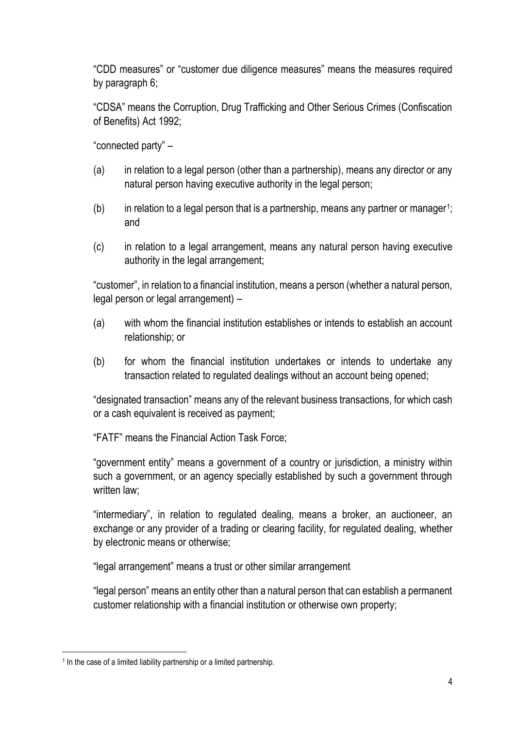"CDD measures" or "customer due diligence measures" means the measures required by paragraph 6;

"CDSA" means the Corruption, Drug Trafficking and Other Serious Crimes (Confiscation of Benefits) Act 1992;

"connected party" –

(a) in relation to a legal person (other than a partnership), means any director or any natural person having executive authority in the legal person;

(b) in relation to a legal person that is a partnership, means any partner or manager[1]; and

(c) in relation to a legal arrangement, means any natural person having executive authority in the legal arrangement;

"customer", in relation to a financial institution, means a person (whether a natural person, legal person or legal arrangement) –

(a) with whom the financial institution establishes or intends to establish an account relationship; or

(b) for whom the financial institution undertakes or intends to undertake any transaction related to regulated dealings without an account being opened;

"designated transaction" means any of the relevant business transactions, for which cash or a cash equivalent is received as payment;

"FATF" means the Financial Action Task Force;

"government entity" means a government of a country or jurisdiction, a ministry within such a government, or an agency specially established by such a government through written law;

"intermediary", in relation to regulated dealing, means a broker, an auctioneer, an exchange or any provider of a trading or clearing facility, for regulated dealing, whether by electronic means or otherwise;

"legal arrangement" means a trust or other similar arrangement

"legal person" means an entity other than a natural person that can establish a permanent customer relationship with a financial institution or otherwise own property;

---

[1] In the case of a limited liability partnership or a limited partnership.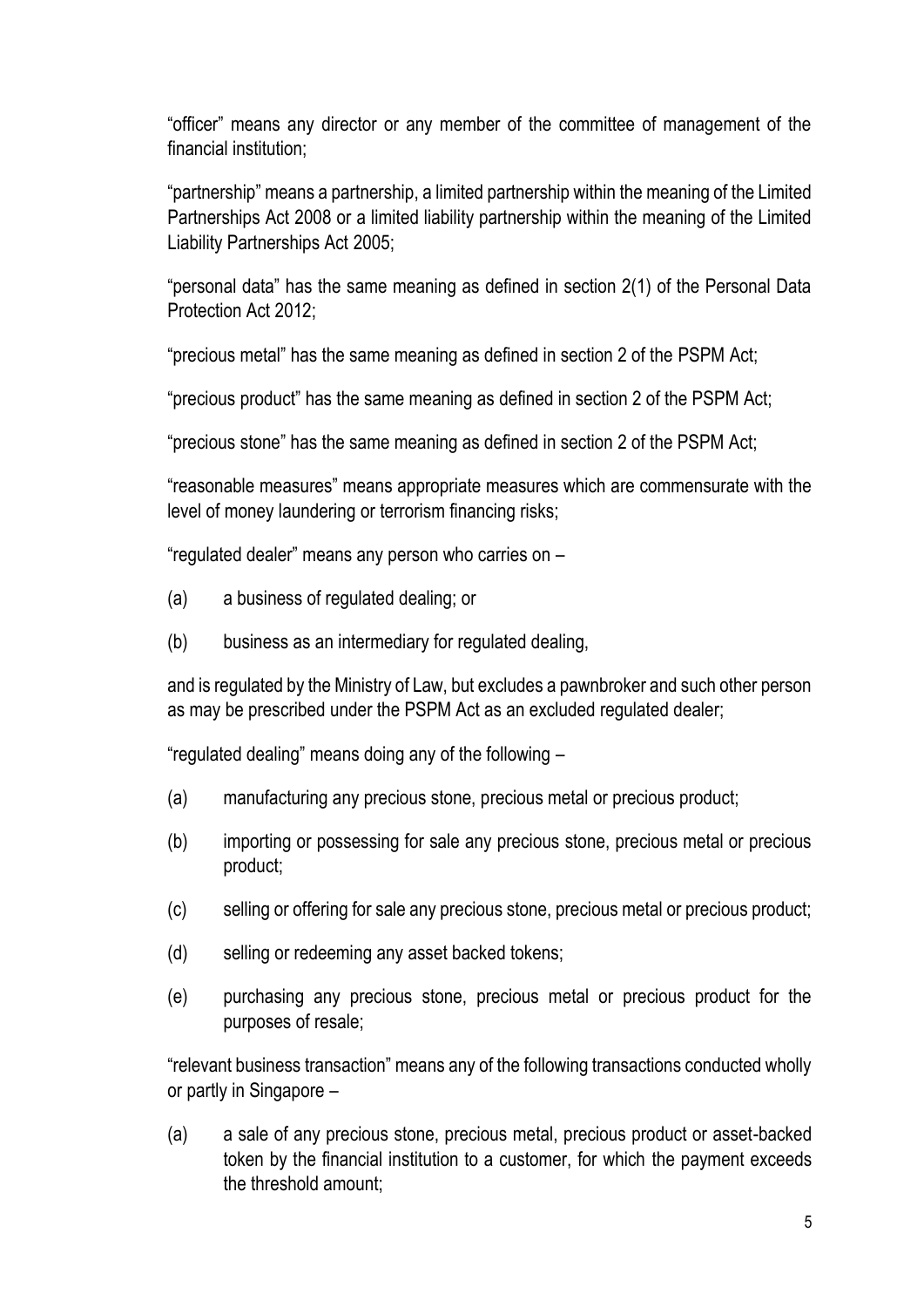"officer" means any director or any member of the committee of management of the financial institution;

"partnership" means a partnership, a limited partnership within the meaning of the Limited Partnerships Act 2008 or a limited liability partnership within the meaning of the Limited Liability Partnerships Act 2005;

"personal data" has the same meaning as defined in section 2(1) of the Personal Data Protection Act 2012;

"precious metal" has the same meaning as defined in section 2 of the PSPM Act;

"precious product" has the same meaning as defined in section 2 of the PSPM Act;

"precious stone" has the same meaning as defined in section 2 of the PSPM Act;

"reasonable measures" means appropriate measures which are commensurate with the level of money laundering or terrorism financing risks;

"regulated dealer" means any person who carries on –

(a) a business of regulated dealing; or

(b) business as an intermediary for regulated dealing,

and is regulated by the Ministry of Law, but excludes a pawnbroker and such other person as may be prescribed under the PSPM Act as an excluded regulated dealer;

"regulated dealing" means doing any of the following –

(a) manufacturing any precious stone, precious metal or precious product;

(b) importing or possessing for sale any precious stone, precious metal or precious product;

(c) selling or offering for sale any precious stone, precious metal or precious product;

(d) selling or redeeming any asset backed tokens;

(e) purchasing any precious stone, precious metal or precious product for the purposes of resale;

"relevant business transaction" means any of the following transactions conducted wholly or partly in Singapore –

(a) a sale of any precious stone, precious metal, precious product or asset-backed token by the financial institution to a customer, for which the payment exceeds the threshold amount;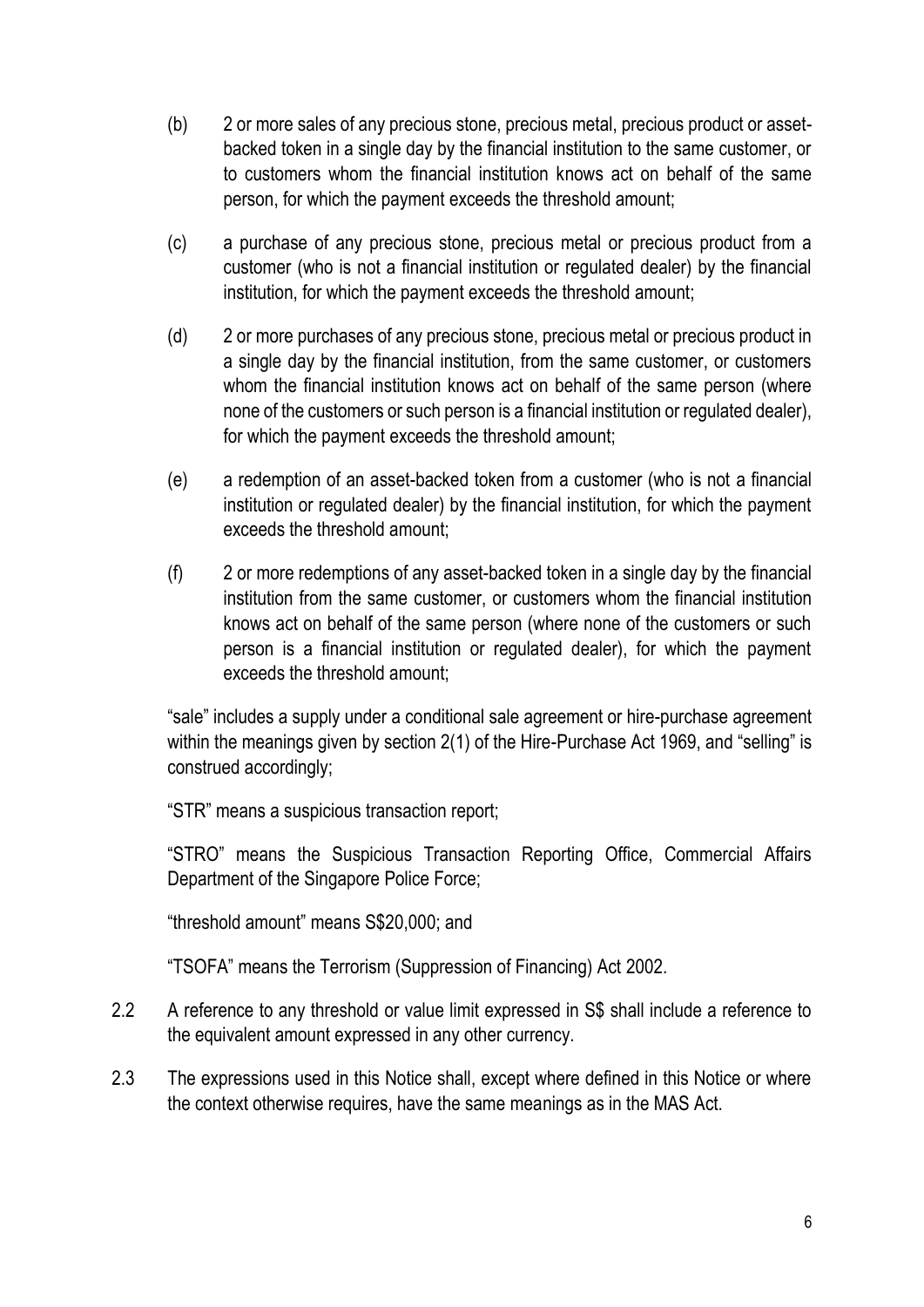(b) 2 or more sales of any precious stone, precious metal, precious product or asset-backed token in a single day by the financial institution to the same customer, or to customers whom the financial institution knows act on behalf of the same person, for which the payment exceeds the threshold amount;

(c) a purchase of any precious stone, precious metal or precious product from a customer (who is not a financial institution or regulated dealer) by the financial institution, for which the payment exceeds the threshold amount;

(d) 2 or more purchases of any precious stone, precious metal or precious product in a single day by the financial institution, from the same customer, or customers whom the financial institution knows act on behalf of the same person (where none of the customers or such person is a financial institution or regulated dealer), for which the payment exceeds the threshold amount;

(e) a redemption of an asset-backed token from a customer (who is not a financial institution or regulated dealer) by the financial institution, for which the payment exceeds the threshold amount;

(f) 2 or more redemptions of any asset-backed token in a single day by the financial institution from the same customer, or customers whom the financial institution knows act on behalf of the same person (where none of the customers or such person is a financial institution or regulated dealer), for which the payment exceeds the threshold amount;

"sale" includes a supply under a conditional sale agreement or hire-purchase agreement within the meanings given by section 2(1) of the Hire-Purchase Act 1969, and "selling" is construed accordingly;

"STR" means a suspicious transaction report;

"STRO" means the Suspicious Transaction Reporting Office, Commercial Affairs Department of the Singapore Police Force;

"threshold amount" means S$20,000; and

"TSOFA" means the Terrorism (Suppression of Financing) Act 2002.

2.2 A reference to any threshold or value limit expressed in S$ shall include a reference to the equivalent amount expressed in any other currency.

2.3 The expressions used in this Notice shall, except where defined in this Notice or where the context otherwise requires, have the same meanings as in the MAS Act.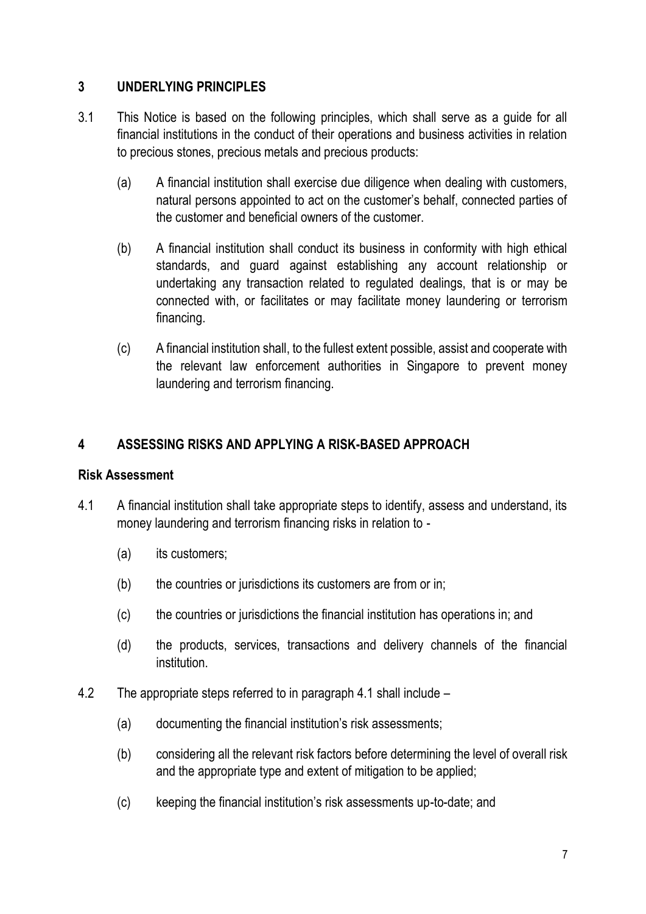## 3 UNDERLYING PRINCIPLES

3.1 This Notice is based on the following principles, which shall serve as a guide for all financial institutions in the conduct of their operations and business activities in relation to precious stones, precious metals and precious products:

(a) A financial institution shall exercise due diligence when dealing with customers, natural persons appointed to act on the customer's behalf, connected parties of the customer and beneficial owners of the customer.

(b) A financial institution shall conduct its business in conformity with high ethical standards, and guard against establishing any account relationship or undertaking any transaction related to regulated dealings, that is or may be connected with, or facilitates or may facilitate money laundering or terrorism financing.

(c) A financial institution shall, to the fullest extent possible, assist and cooperate with the relevant law enforcement authorities in Singapore to prevent money laundering and terrorism financing.

## 4 ASSESSING RISKS AND APPLYING A RISK-BASED APPROACH

### Risk Assessment

4.1 A financial institution shall take appropriate steps to identify, assess and understand, its money laundering and terrorism financing risks in relation to -

(a) its customers;

(b) the countries or jurisdictions its customers are from or in;

(c) the countries or jurisdictions the financial institution has operations in; and

(d) the products, services, transactions and delivery channels of the financial institution.

4.2 The appropriate steps referred to in paragraph 4.1 shall include –

(a) documenting the financial institution's risk assessments;

(b) considering all the relevant risk factors before determining the level of overall risk and the appropriate type and extent of mitigation to be applied;

(c) keeping the financial institution's risk assessments up-to-date; and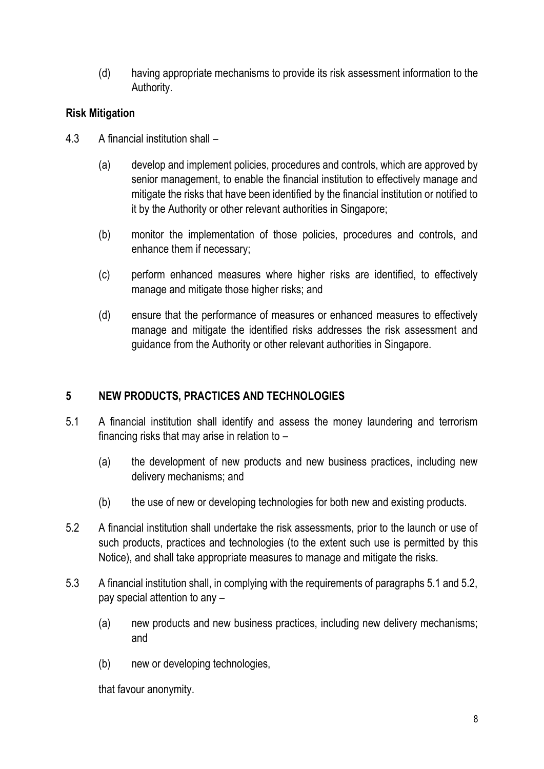(d) having appropriate mechanisms to provide its risk assessment information to the Authority.

**Risk Mitigation**

4.3 A financial institution shall –

(a) develop and implement policies, procedures and controls, which are approved by senior management, to enable the financial institution to effectively manage and mitigate the risks that have been identified by the financial institution or notified to it by the Authority or other relevant authorities in Singapore;

(b) monitor the implementation of those policies, procedures and controls, and enhance them if necessary;

(c) perform enhanced measures where higher risks are identified, to effectively manage and mitigate those higher risks; and

(d) ensure that the performance of measures or enhanced measures to effectively manage and mitigate the identified risks addresses the risk assessment and guidance from the Authority or other relevant authorities in Singapore.

## 5 NEW PRODUCTS, PRACTICES AND TECHNOLOGIES

5.1 A financial institution shall identify and assess the money laundering and terrorism financing risks that may arise in relation to –

(a) the development of new products and new business practices, including new delivery mechanisms; and

(b) the use of new or developing technologies for both new and existing products.

5.2 A financial institution shall undertake the risk assessments, prior to the launch or use of such products, practices and technologies (to the extent such use is permitted by this Notice), and shall take appropriate measures to manage and mitigate the risks.

5.3 A financial institution shall, in complying with the requirements of paragraphs 5.1 and 5.2, pay special attention to any –

(a) new products and new business practices, including new delivery mechanisms; and

(b) new or developing technologies,

that favour anonymity.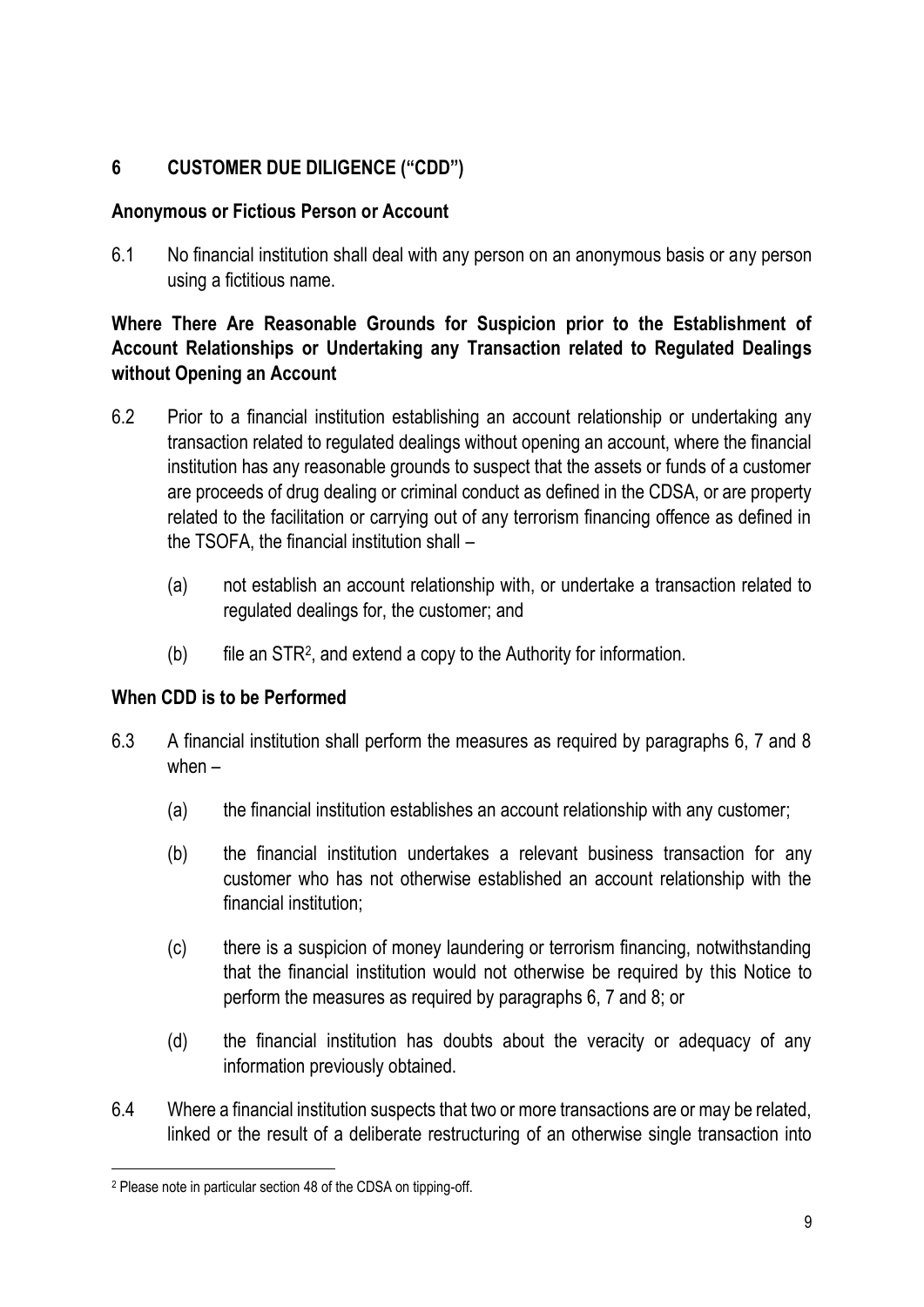## 6 CUSTOMER DUE DILIGENCE ("CDD")

### Anonymous or Fictious Person or Account

6.1 No financial institution shall deal with any person on an anonymous basis or any person using a fictitious name.

### Where There Are Reasonable Grounds for Suspicion prior to the Establishment of Account Relationships or Undertaking any Transaction related to Regulated Dealings without Opening an Account

6.2 Prior to a financial institution establishing an account relationship or undertaking any transaction related to regulated dealings without opening an account, where the financial institution has any reasonable grounds to suspect that the assets or funds of a customer are proceeds of drug dealing or criminal conduct as defined in the CDSA, or are property related to the facilitation or carrying out of any terrorism financing offence as defined in the TSOFA, the financial institution shall –

(a) not establish an account relationship with, or undertake a transaction related to regulated dealings for, the customer; and

(b) file an STR[2], and extend a copy to the Authority for information.

### When CDD is to be Performed

6.3 A financial institution shall perform the measures as required by paragraphs 6, 7 and 8 when –

(a) the financial institution establishes an account relationship with any customer;

(b) the financial institution undertakes a relevant business transaction for any customer who has not otherwise established an account relationship with the financial institution;

(c) there is a suspicion of money laundering or terrorism financing, notwithstanding that the financial institution would not otherwise be required by this Notice to perform the measures as required by paragraphs 6, 7 and 8; or

(d) the financial institution has doubts about the veracity or adequacy of any information previously obtained.

6.4 Where a financial institution suspects that two or more transactions are or may be related, linked or the result of a deliberate restructuring of an otherwise single transaction into

[2] Please note in particular section 48 of the CDSA on tipping-off.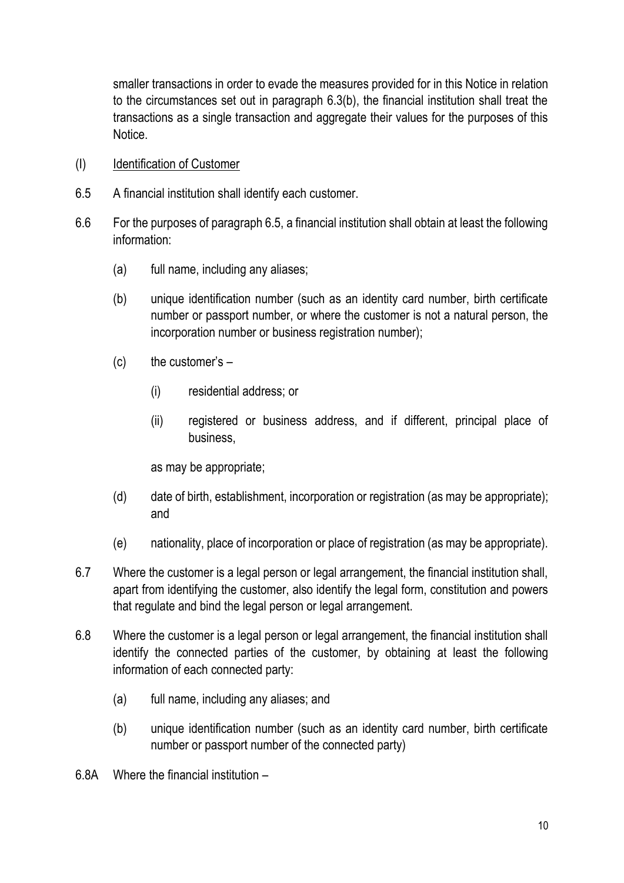smaller transactions in order to evade the measures provided for in this Notice in relation to the circumstances set out in paragraph 6.3(b), the financial institution shall treat the transactions as a single transaction and aggregate their values for the purposes of this Notice.

(I) Identification of Customer

6.5 A financial institution shall identify each customer.

6.6 For the purposes of paragraph 6.5, a financial institution shall obtain at least the following information:

- (a) full name, including any aliases;
- (b) unique identification number (such as an identity card number, birth certificate number or passport number, or where the customer is not a natural person, the incorporation number or business registration number);
- (c) the customer's –
  - (i) residential address; or
  - (ii) registered or business address, and if different, principal place of business,

  as may be appropriate;
- (d) date of birth, establishment, incorporation or registration (as may be appropriate); and
- (e) nationality, place of incorporation or place of registration (as may be appropriate).

6.7 Where the customer is a legal person or legal arrangement, the financial institution shall, apart from identifying the customer, also identify the legal form, constitution and powers that regulate and bind the legal person or legal arrangement.

6.8 Where the customer is a legal person or legal arrangement, the financial institution shall identify the connected parties of the customer, by obtaining at least the following information of each connected party:

- (a) full name, including any aliases; and
- (b) unique identification number (such as an identity card number, birth certificate number or passport number of the connected party)

6.8A Where the financial institution –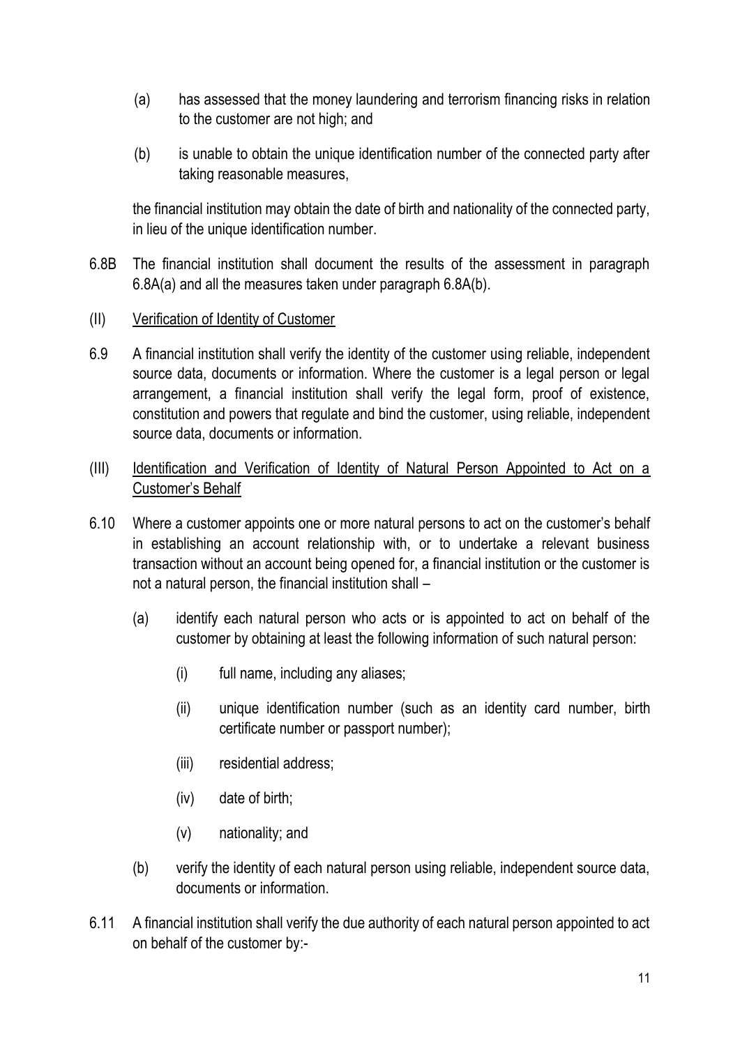(a) has assessed that the money laundering and terrorism financing risks in relation to the customer are not high; and

(b) is unable to obtain the unique identification number of the connected party after taking reasonable measures,

the financial institution may obtain the date of birth and nationality of the connected party, in lieu of the unique identification number.

6.8B The financial institution shall document the results of the assessment in paragraph 6.8A(a) and all the measures taken under paragraph 6.8A(b).

(II) <u>Verification of Identity of Customer</u>

6.9 A financial institution shall verify the identity of the customer using reliable, independent source data, documents or information. Where the customer is a legal person or legal arrangement, a financial institution shall verify the legal form, proof of existence, constitution and powers that regulate and bind the customer, using reliable, independent source data, documents or information.

(III) <u>Identification and Verification of Identity of Natural Person Appointed to Act on a Customer's Behalf</u>

6.10 Where a customer appoints one or more natural persons to act on the customer's behalf in establishing an account relationship with, or to undertake a relevant business transaction without an account being opened for, a financial institution or the customer is not a natural person, the financial institution shall –

(a) identify each natural person who acts or is appointed to act on behalf of the customer by obtaining at least the following information of such natural person:

(i) full name, including any aliases;

(ii) unique identification number (such as an identity card number, birth certificate number or passport number);

(iii) residential address;

(iv) date of birth;

(v) nationality; and

(b) verify the identity of each natural person using reliable, independent source data, documents or information.

6.11 A financial institution shall verify the due authority of each natural person appointed to act on behalf of the customer by:-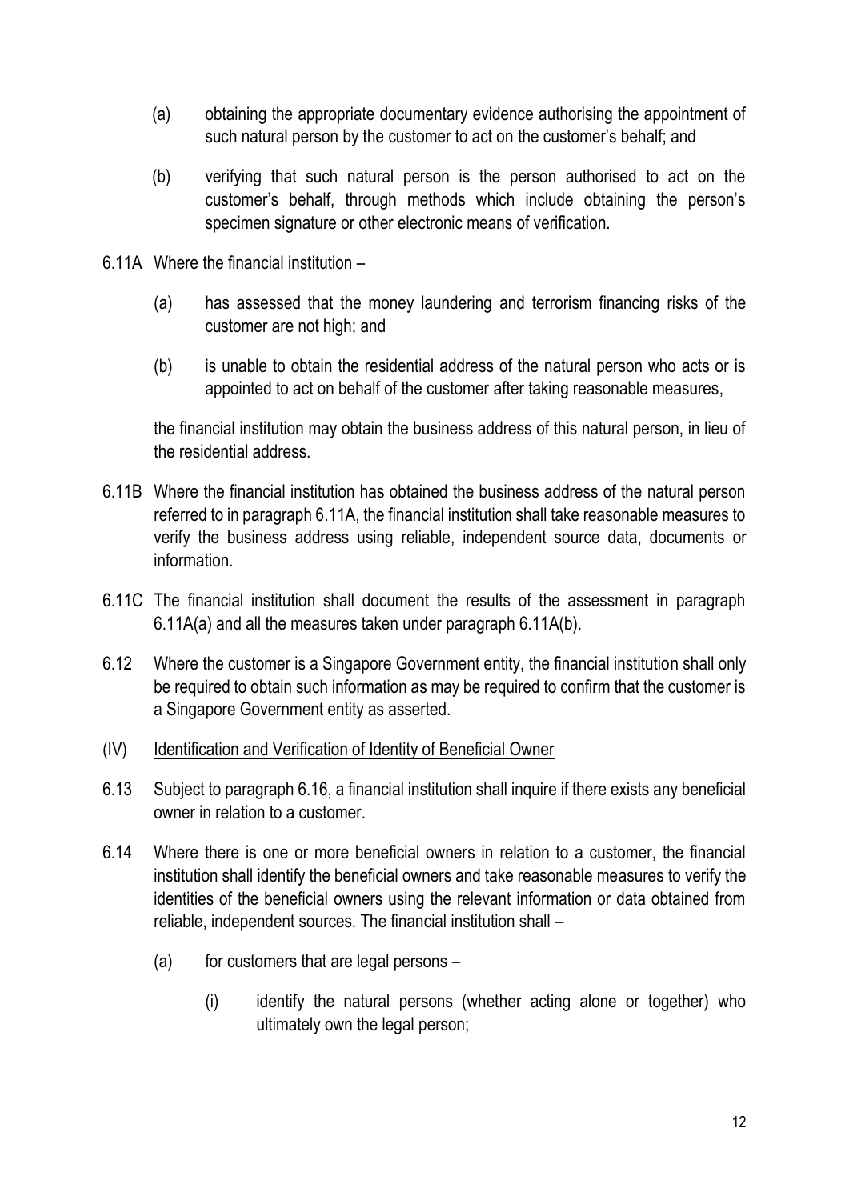(a) obtaining the appropriate documentary evidence authorising the appointment of such natural person by the customer to act on the customer's behalf; and

(b) verifying that such natural person is the person authorised to act on the customer's behalf, through methods which include obtaining the person's specimen signature or other electronic means of verification.

6.11A Where the financial institution –

(a) has assessed that the money laundering and terrorism financing risks of the customer are not high; and

(b) is unable to obtain the residential address of the natural person who acts or is appointed to act on behalf of the customer after taking reasonable measures,

the financial institution may obtain the business address of this natural person, in lieu of the residential address.

6.11B Where the financial institution has obtained the business address of the natural person referred to in paragraph 6.11A, the financial institution shall take reasonable measures to verify the business address using reliable, independent source data, documents or information.

6.11C The financial institution shall document the results of the assessment in paragraph 6.11A(a) and all the measures taken under paragraph 6.11A(b).

6.12 Where the customer is a Singapore Government entity, the financial institution shall only be required to obtain such information as may be required to confirm that the customer is a Singapore Government entity as asserted.

(IV) Identification and Verification of Identity of Beneficial Owner

6.13 Subject to paragraph 6.16, a financial institution shall inquire if there exists any beneficial owner in relation to a customer.

6.14 Where there is one or more beneficial owners in relation to a customer, the financial institution shall identify the beneficial owners and take reasonable measures to verify the identities of the beneficial owners using the relevant information or data obtained from reliable, independent sources. The financial institution shall –

(a) for customers that are legal persons –

(i) identify the natural persons (whether acting alone or together) who ultimately own the legal person;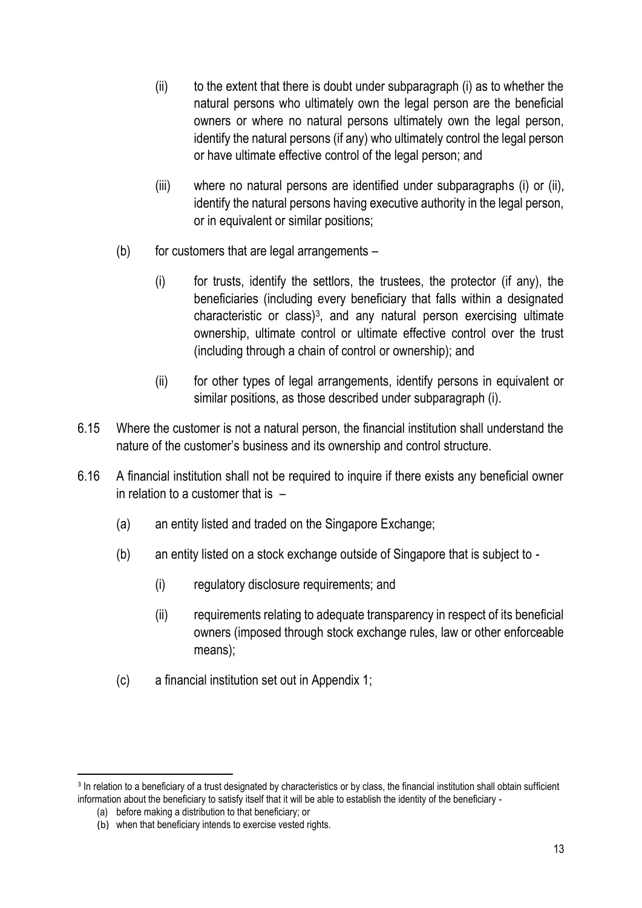(ii) to the extent that there is doubt under subparagraph (i) as to whether the natural persons who ultimately own the legal person are the beneficial owners or where no natural persons ultimately own the legal person, identify the natural persons (if any) who ultimately control the legal person or have ultimate effective control of the legal person; and

(iii) where no natural persons are identified under subparagraphs (i) or (ii), identify the natural persons having executive authority in the legal person, or in equivalent or similar positions;

(b) for customers that are legal arrangements –

(i) for trusts, identify the settlors, the trustees, the protector (if any), the beneficiaries (including every beneficiary that falls within a designated characteristic or class)[3], and any natural person exercising ultimate ownership, ultimate control or ultimate effective control over the trust (including through a chain of control or ownership); and

(ii) for other types of legal arrangements, identify persons in equivalent or similar positions, as those described under subparagraph (i).

6.15 Where the customer is not a natural person, the financial institution shall understand the nature of the customer's business and its ownership and control structure.

6.16 A financial institution shall not be required to inquire if there exists any beneficial owner in relation to a customer that is –

(a) an entity listed and traded on the Singapore Exchange;

(b) an entity listed on a stock exchange outside of Singapore that is subject to -

(i) regulatory disclosure requirements; and

(ii) requirements relating to adequate transparency in respect of its beneficial owners (imposed through stock exchange rules, law or other enforceable means);

(c) a financial institution set out in Appendix 1;

---

[3] In relation to a beneficiary of a trust designated by characteristics or by class, the financial institution shall obtain sufficient information about the beneficiary to satisfy itself that it will be able to establish the identity of the beneficiary -

(a) before making a distribution to that beneficiary; or

(b) when that beneficiary intends to exercise vested rights.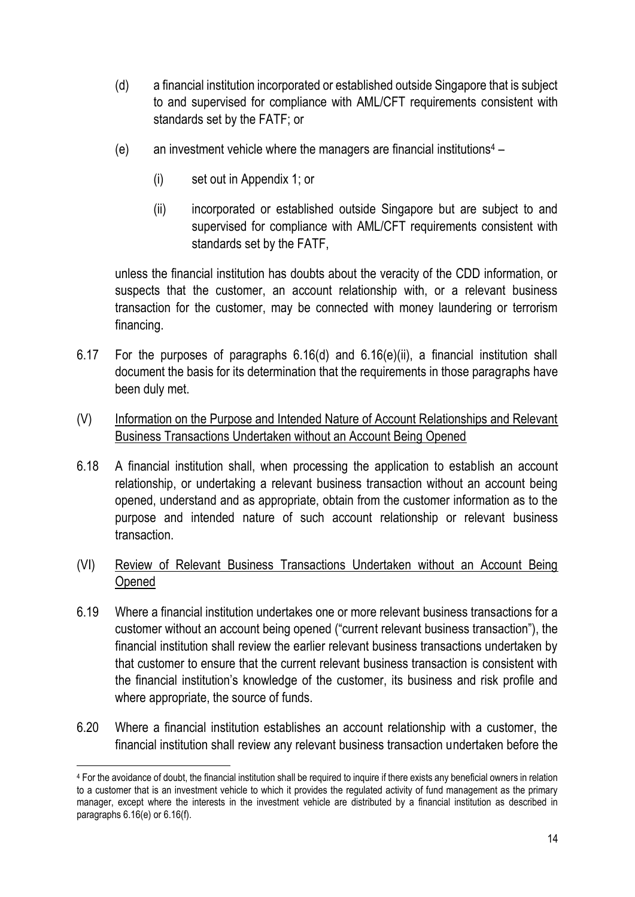(d) a financial institution incorporated or established outside Singapore that is subject to and supervised for compliance with AML/CFT requirements consistent with standards set by the FATF; or

(e) an investment vehicle where the managers are financial institutions[4] –

  (i) set out in Appendix 1; or

  (ii) incorporated or established outside Singapore but are subject to and supervised for compliance with AML/CFT requirements consistent with standards set by the FATF,

unless the financial institution has doubts about the veracity of the CDD information, or suspects that the customer, an account relationship with, or a relevant business transaction for the customer, may be connected with money laundering or terrorism financing.

6.17 For the purposes of paragraphs 6.16(d) and 6.16(e)(ii), a financial institution shall document the basis for its determination that the requirements in those paragraphs have been duly met.

(V) <u>Information on the Purpose and Intended Nature of Account Relationships and Relevant Business Transactions Undertaken without an Account Being Opened</u>

6.18 A financial institution shall, when processing the application to establish an account relationship, or undertaking a relevant business transaction without an account being opened, understand and as appropriate, obtain from the customer information as to the purpose and intended nature of such account relationship or relevant business transaction.

(VI) <u>Review of Relevant Business Transactions Undertaken without an Account Being Opened</u>

6.19 Where a financial institution undertakes one or more relevant business transactions for a customer without an account being opened ("current relevant business transaction"), the financial institution shall review the earlier relevant business transactions undertaken by that customer to ensure that the current relevant business transaction is consistent with the financial institution's knowledge of the customer, its business and risk profile and where appropriate, the source of funds.

6.20 Where a financial institution establishes an account relationship with a customer, the financial institution shall review any relevant business transaction undertaken before the

---

[4] For the avoidance of doubt, the financial institution shall be required to inquire if there exists any beneficial owners in relation to a customer that is an investment vehicle to which it provides the regulated activity of fund management as the primary manager, except where the interests in the investment vehicle are distributed by a financial institution as described in paragraphs 6.16(e) or 6.16(f).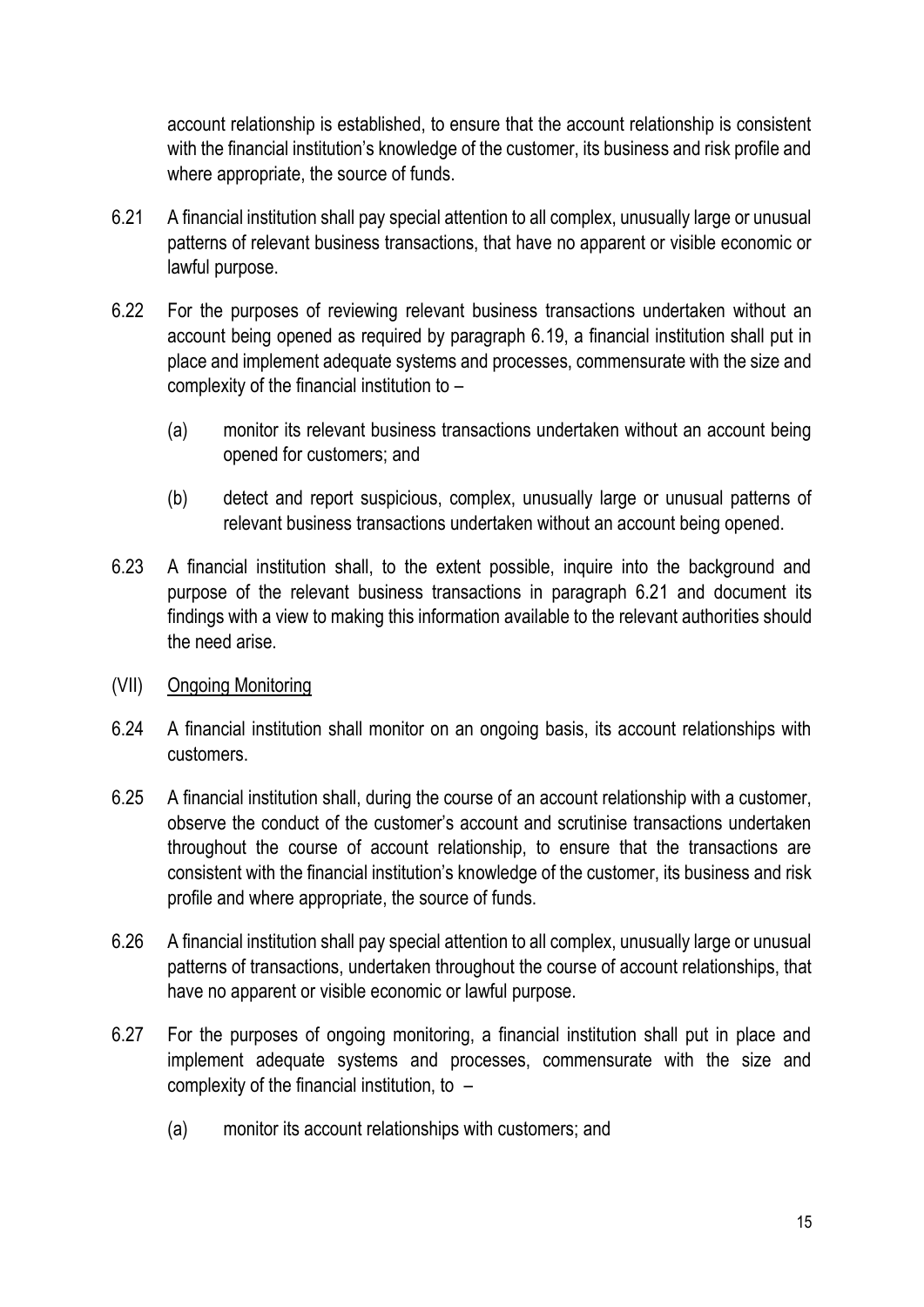account relationship is established, to ensure that the account relationship is consistent with the financial institution's knowledge of the customer, its business and risk profile and where appropriate, the source of funds.

6.21 A financial institution shall pay special attention to all complex, unusually large or unusual patterns of relevant business transactions, that have no apparent or visible economic or lawful purpose.

6.22 For the purposes of reviewing relevant business transactions undertaken without an account being opened as required by paragraph 6.19, a financial institution shall put in place and implement adequate systems and processes, commensurate with the size and complexity of the financial institution to –

(a) monitor its relevant business transactions undertaken without an account being opened for customers; and

(b) detect and report suspicious, complex, unusually large or unusual patterns of relevant business transactions undertaken without an account being opened.

6.23 A financial institution shall, to the extent possible, inquire into the background and purpose of the relevant business transactions in paragraph 6.21 and document its findings with a view to making this information available to the relevant authorities should the need arise.

(VII) <u>Ongoing Monitoring</u>

6.24 A financial institution shall monitor on an ongoing basis, its account relationships with customers.

6.25 A financial institution shall, during the course of an account relationship with a customer, observe the conduct of the customer's account and scrutinise transactions undertaken throughout the course of account relationship, to ensure that the transactions are consistent with the financial institution's knowledge of the customer, its business and risk profile and where appropriate, the source of funds.

6.26 A financial institution shall pay special attention to all complex, unusually large or unusual patterns of transactions, undertaken throughout the course of account relationships, that have no apparent or visible economic or lawful purpose.

6.27 For the purposes of ongoing monitoring, a financial institution shall put in place and implement adequate systems and processes, commensurate with the size and complexity of the financial institution, to –

(a) monitor its account relationships with customers; and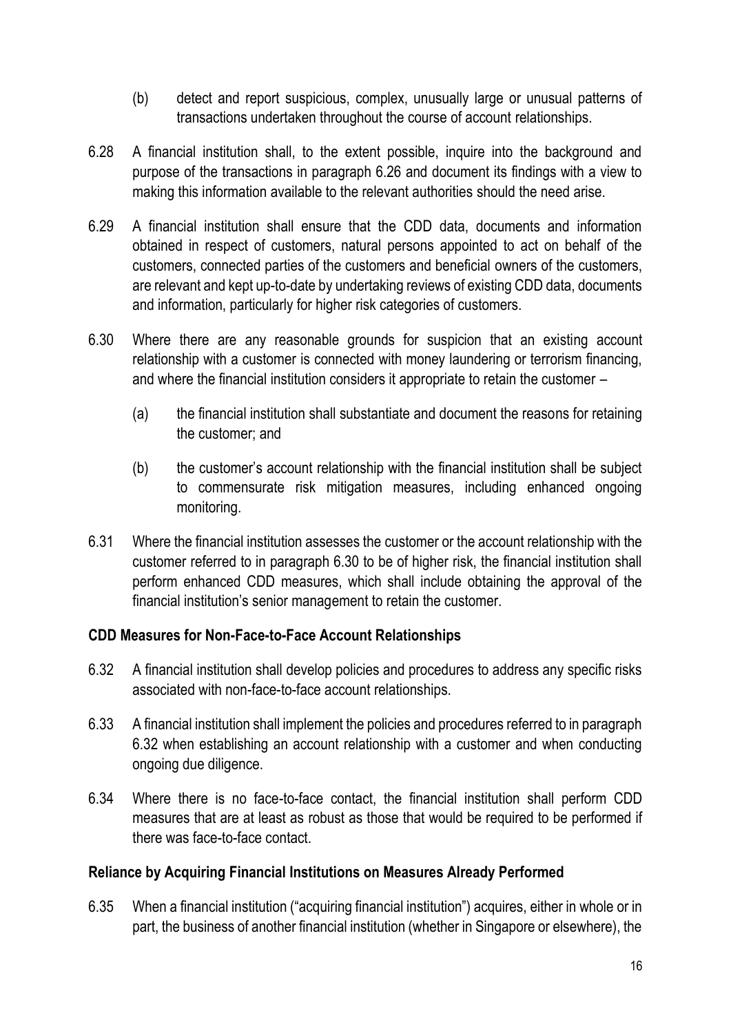(b) detect and report suspicious, complex, unusually large or unusual patterns of transactions undertaken throughout the course of account relationships.

6.28 A financial institution shall, to the extent possible, inquire into the background and purpose of the transactions in paragraph 6.26 and document its findings with a view to making this information available to the relevant authorities should the need arise.

6.29 A financial institution shall ensure that the CDD data, documents and information obtained in respect of customers, natural persons appointed to act on behalf of the customers, connected parties of the customers and beneficial owners of the customers, are relevant and kept up-to-date by undertaking reviews of existing CDD data, documents and information, particularly for higher risk categories of customers.

6.30 Where there are any reasonable grounds for suspicion that an existing account relationship with a customer is connected with money laundering or terrorism financing, and where the financial institution considers it appropriate to retain the customer –

(a) the financial institution shall substantiate and document the reasons for retaining the customer; and

(b) the customer's account relationship with the financial institution shall be subject to commensurate risk mitigation measures, including enhanced ongoing monitoring.

6.31 Where the financial institution assesses the customer or the account relationship with the customer referred to in paragraph 6.30 to be of higher risk, the financial institution shall perform enhanced CDD measures, which shall include obtaining the approval of the financial institution's senior management to retain the customer.

**CDD Measures for Non-Face-to-Face Account Relationships**

6.32 A financial institution shall develop policies and procedures to address any specific risks associated with non-face-to-face account relationships.

6.33 A financial institution shall implement the policies and procedures referred to in paragraph 6.32 when establishing an account relationship with a customer and when conducting ongoing due diligence.

6.34 Where there is no face-to-face contact, the financial institution shall perform CDD measures that are at least as robust as those that would be required to be performed if there was face-to-face contact.

**Reliance by Acquiring Financial Institutions on Measures Already Performed**

6.35 When a financial institution ("acquiring financial institution") acquires, either in whole or in part, the business of another financial institution (whether in Singapore or elsewhere), the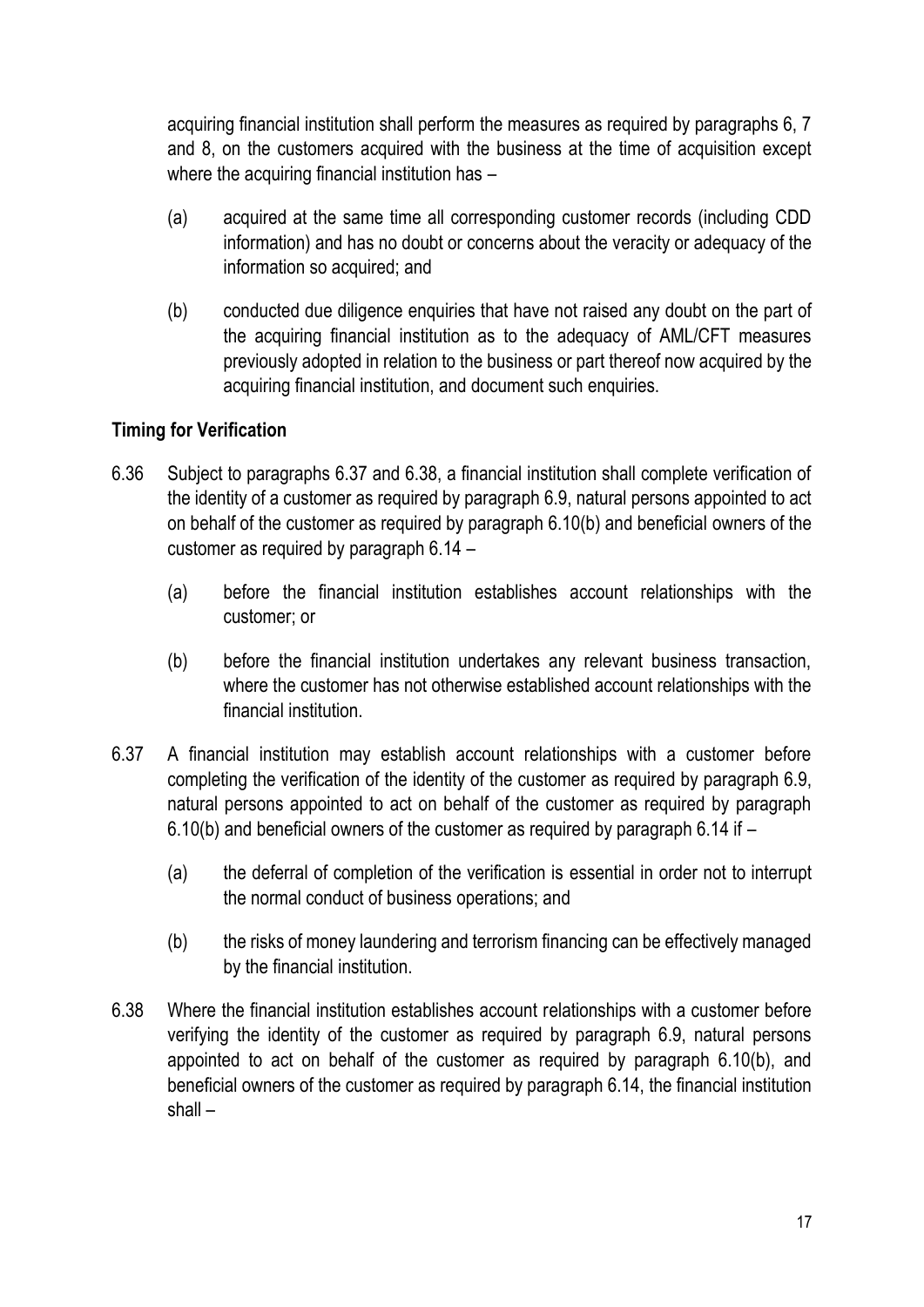acquiring financial institution shall perform the measures as required by paragraphs 6, 7 and 8, on the customers acquired with the business at the time of acquisition except where the acquiring financial institution has –

(a) acquired at the same time all corresponding customer records (including CDD information) and has no doubt or concerns about the veracity or adequacy of the information so acquired; and

(b) conducted due diligence enquiries that have not raised any doubt on the part of the acquiring financial institution as to the adequacy of AML/CFT measures previously adopted in relation to the business or part thereof now acquired by the acquiring financial institution, and document such enquiries.

**Timing for Verification**

6.36 Subject to paragraphs 6.37 and 6.38, a financial institution shall complete verification of the identity of a customer as required by paragraph 6.9, natural persons appointed to act on behalf of the customer as required by paragraph 6.10(b) and beneficial owners of the customer as required by paragraph 6.14 –

(a) before the financial institution establishes account relationships with the customer; or

(b) before the financial institution undertakes any relevant business transaction, where the customer has not otherwise established account relationships with the financial institution.

6.37 A financial institution may establish account relationships with a customer before completing the verification of the identity of the customer as required by paragraph 6.9, natural persons appointed to act on behalf of the customer as required by paragraph 6.10(b) and beneficial owners of the customer as required by paragraph 6.14 if –

(a) the deferral of completion of the verification is essential in order not to interrupt the normal conduct of business operations; and

(b) the risks of money laundering and terrorism financing can be effectively managed by the financial institution.

6.38 Where the financial institution establishes account relationships with a customer before verifying the identity of the customer as required by paragraph 6.9, natural persons appointed to act on behalf of the customer as required by paragraph 6.10(b), and beneficial owners of the customer as required by paragraph 6.14, the financial institution shall –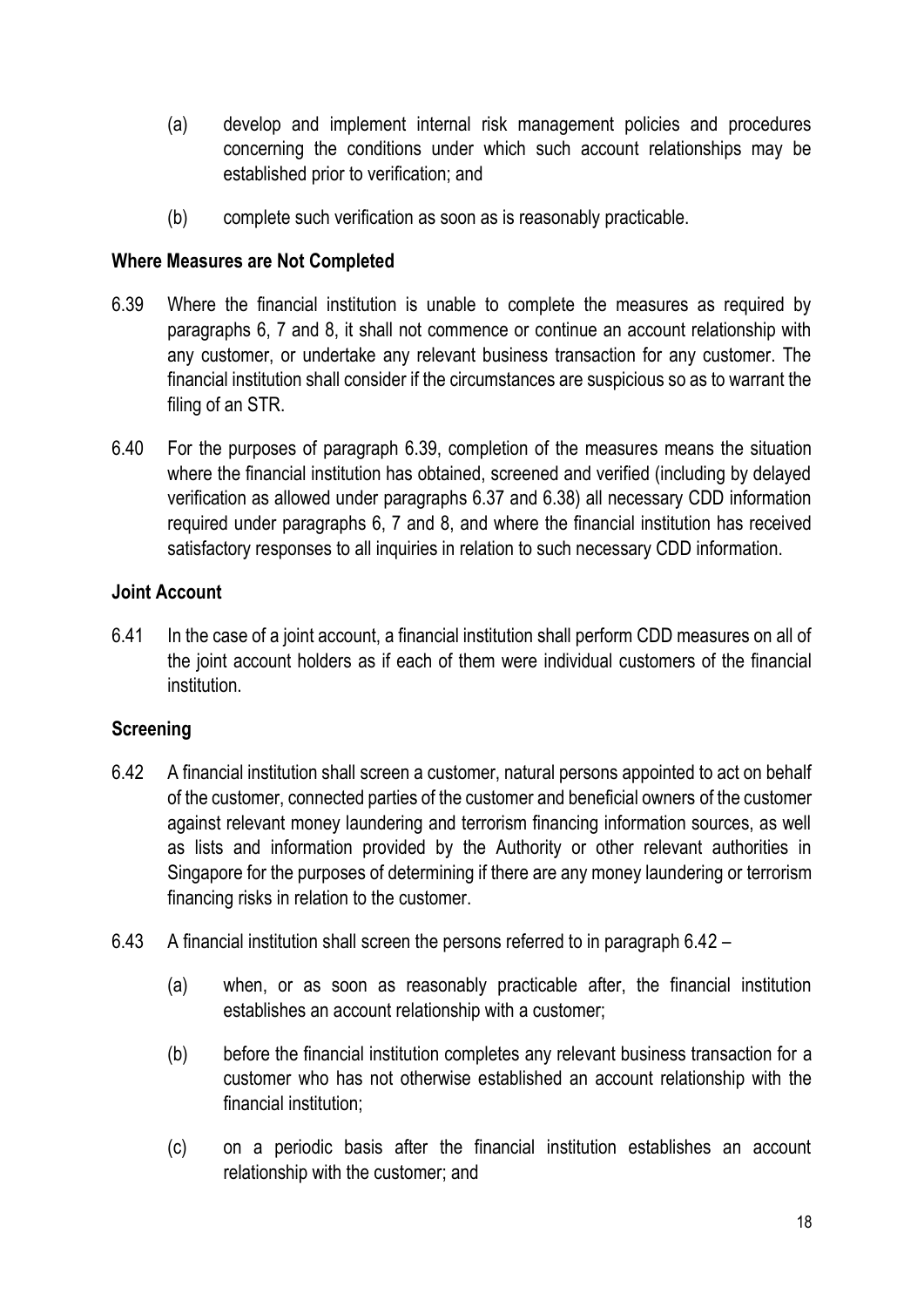(a) develop and implement internal risk management policies and procedures concerning the conditions under which such account relationships may be established prior to verification; and

(b) complete such verification as soon as is reasonably practicable.

**Where Measures are Not Completed**

6.39 Where the financial institution is unable to complete the measures as required by paragraphs 6, 7 and 8, it shall not commence or continue an account relationship with any customer, or undertake any relevant business transaction for any customer. The financial institution shall consider if the circumstances are suspicious so as to warrant the filing of an STR.

6.40 For the purposes of paragraph 6.39, completion of the measures means the situation where the financial institution has obtained, screened and verified (including by delayed verification as allowed under paragraphs 6.37 and 6.38) all necessary CDD information required under paragraphs 6, 7 and 8, and where the financial institution has received satisfactory responses to all inquiries in relation to such necessary CDD information.

**Joint Account**

6.41 In the case of a joint account, a financial institution shall perform CDD measures on all of the joint account holders as if each of them were individual customers of the financial institution.

**Screening**

6.42 A financial institution shall screen a customer, natural persons appointed to act on behalf of the customer, connected parties of the customer and beneficial owners of the customer against relevant money laundering and terrorism financing information sources, as well as lists and information provided by the Authority or other relevant authorities in Singapore for the purposes of determining if there are any money laundering or terrorism financing risks in relation to the customer.

6.43 A financial institution shall screen the persons referred to in paragraph 6.42 –

(a) when, or as soon as reasonably practicable after, the financial institution establishes an account relationship with a customer;

(b) before the financial institution completes any relevant business transaction for a customer who has not otherwise established an account relationship with the financial institution;

(c) on a periodic basis after the financial institution establishes an account relationship with the customer; and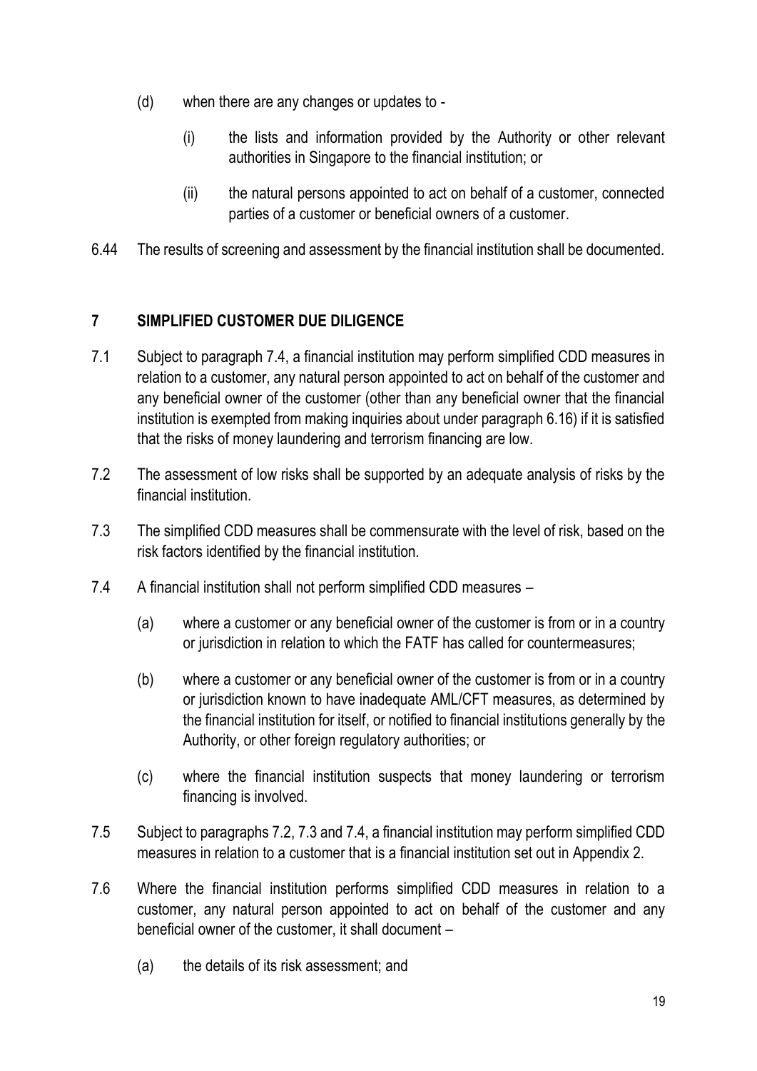(d) when there are any changes or updates to -

  (i) the lists and information provided by the Authority or other relevant authorities in Singapore to the financial institution; or

  (ii) the natural persons appointed to act on behalf of a customer, connected parties of a customer or beneficial owners of a customer.

6.44 The results of screening and assessment by the financial institution shall be documented.

## 7 SIMPLIFIED CUSTOMER DUE DILIGENCE

7.1 Subject to paragraph 7.4, a financial institution may perform simplified CDD measures in relation to a customer, any natural person appointed to act on behalf of the customer and any beneficial owner of the customer (other than any beneficial owner that the financial institution is exempted from making inquiries about under paragraph 6.16) if it is satisfied that the risks of money laundering and terrorism financing are low.

7.2 The assessment of low risks shall be supported by an adequate analysis of risks by the financial institution.

7.3 The simplified CDD measures shall be commensurate with the level of risk, based on the risk factors identified by the financial institution.

7.4 A financial institution shall not perform simplified CDD measures –

  (a) where a customer or any beneficial owner of the customer is from or in a country or jurisdiction in relation to which the FATF has called for countermeasures;

  (b) where a customer or any beneficial owner of the customer is from or in a country or jurisdiction known to have inadequate AML/CFT measures, as determined by the financial institution for itself, or notified to financial institutions generally by the Authority, or other foreign regulatory authorities; or

  (c) where the financial institution suspects that money laundering or terrorism financing is involved.

7.5 Subject to paragraphs 7.2, 7.3 and 7.4, a financial institution may perform simplified CDD measures in relation to a customer that is a financial institution set out in Appendix 2.

7.6 Where the financial institution performs simplified CDD measures in relation to a customer, any natural person appointed to act on behalf of the customer and any beneficial owner of the customer, it shall document –

  (a) the details of its risk assessment; and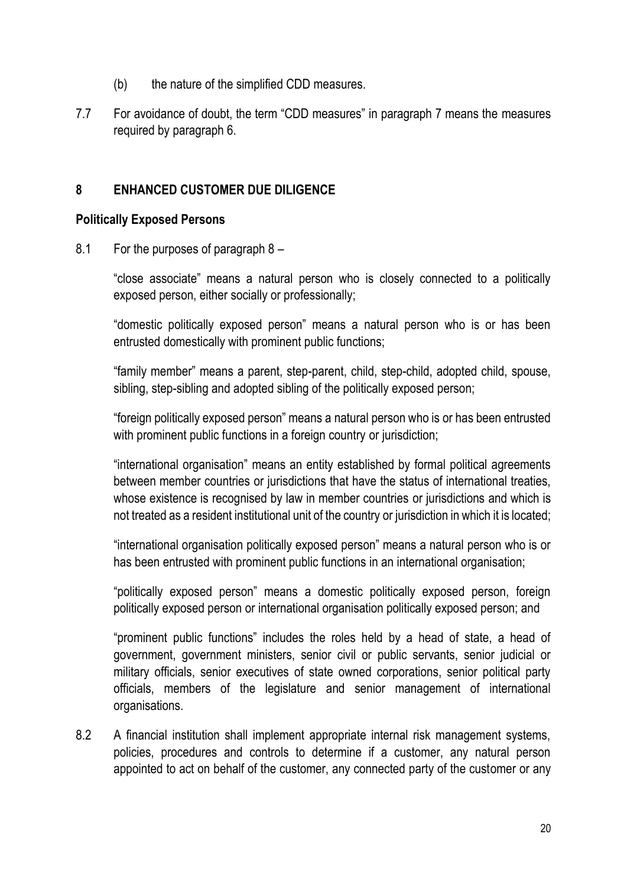(b) the nature of the simplified CDD measures.

7.7 For avoidance of doubt, the term “CDD measures” in paragraph 7 means the measures required by paragraph 6.

## 8 ENHANCED CUSTOMER DUE DILIGENCE

### Politically Exposed Persons

8.1 For the purposes of paragraph 8 –

“close associate” means a natural person who is closely connected to a politically exposed person, either socially or professionally;

“domestic politically exposed person” means a natural person who is or has been entrusted domestically with prominent public functions;

“family member” means a parent, step-parent, child, step-child, adopted child, spouse, sibling, step-sibling and adopted sibling of the politically exposed person;

“foreign politically exposed person” means a natural person who is or has been entrusted with prominent public functions in a foreign country or jurisdiction;

“international organisation” means an entity established by formal political agreements between member countries or jurisdictions that have the status of international treaties, whose existence is recognised by law in member countries or jurisdictions and which is not treated as a resident institutional unit of the country or jurisdiction in which it is located;

“international organisation politically exposed person” means a natural person who is or has been entrusted with prominent public functions in an international organisation;

“politically exposed person” means a domestic politically exposed person, foreign politically exposed person or international organisation politically exposed person; and

“prominent public functions” includes the roles held by a head of state, a head of government, government ministers, senior civil or public servants, senior judicial or military officials, senior executives of state owned corporations, senior political party officials, members of the legislature and senior management of international organisations.

8.2 A financial institution shall implement appropriate internal risk management systems, policies, procedures and controls to determine if a customer, any natural person appointed to act on behalf of the customer, any connected party of the customer or any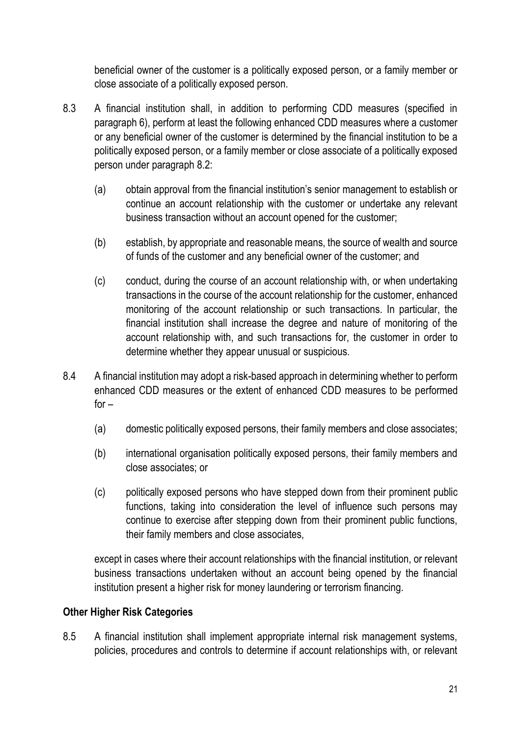beneficial owner of the customer is a politically exposed person, or a family member or close associate of a politically exposed person.

8.3 A financial institution shall, in addition to performing CDD measures (specified in paragraph 6), perform at least the following enhanced CDD measures where a customer or any beneficial owner of the customer is determined by the financial institution to be a politically exposed person, or a family member or close associate of a politically exposed person under paragraph 8.2:

(a) obtain approval from the financial institution's senior management to establish or continue an account relationship with the customer or undertake any relevant business transaction without an account opened for the customer;

(b) establish, by appropriate and reasonable means, the source of wealth and source of funds of the customer and any beneficial owner of the customer; and

(c) conduct, during the course of an account relationship with, or when undertaking transactions in the course of the account relationship for the customer, enhanced monitoring of the account relationship or such transactions. In particular, the financial institution shall increase the degree and nature of monitoring of the account relationship with, and such transactions for, the customer in order to determine whether they appear unusual or suspicious.

8.4 A financial institution may adopt a risk-based approach in determining whether to perform enhanced CDD measures or the extent of enhanced CDD measures to be performed for –

(a) domestic politically exposed persons, their family members and close associates;

(b) international organisation politically exposed persons, their family members and close associates; or

(c) politically exposed persons who have stepped down from their prominent public functions, taking into consideration the level of influence such persons may continue to exercise after stepping down from their prominent public functions, their family members and close associates,

except in cases where their account relationships with the financial institution, or relevant business transactions undertaken without an account being opened by the financial institution present a higher risk for money laundering or terrorism financing.

**Other Higher Risk Categories**

8.5 A financial institution shall implement appropriate internal risk management systems, policies, procedures and controls to determine if account relationships with, or relevant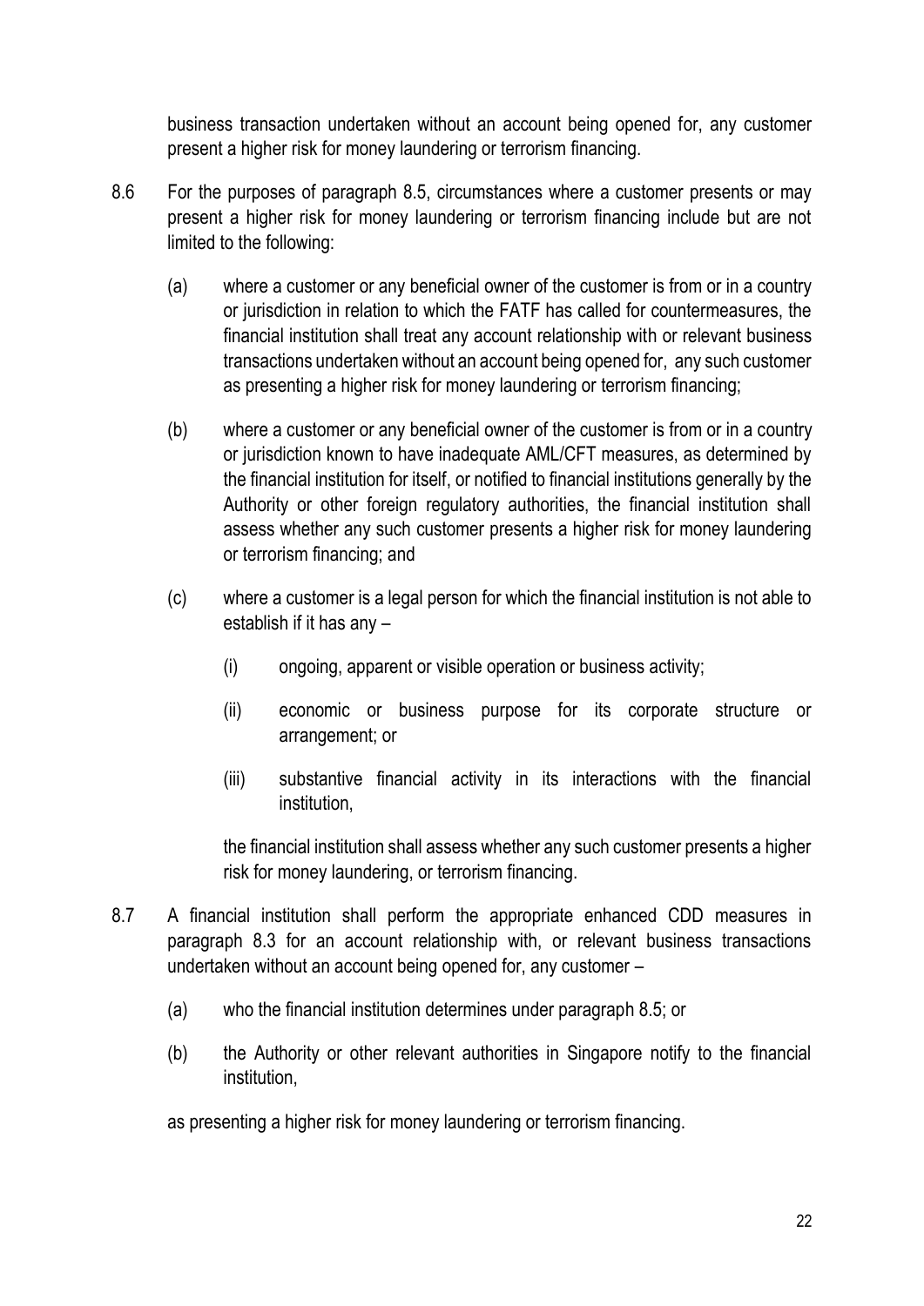business transaction undertaken without an account being opened for, any customer present a higher risk for money laundering or terrorism financing.

8.6 For the purposes of paragraph 8.5, circumstances where a customer presents or may present a higher risk for money laundering or terrorism financing include but are not limited to the following:

(a) where a customer or any beneficial owner of the customer is from or in a country or jurisdiction in relation to which the FATF has called for countermeasures, the financial institution shall treat any account relationship with or relevant business transactions undertaken without an account being opened for, any such customer as presenting a higher risk for money laundering or terrorism financing;

(b) where a customer or any beneficial owner of the customer is from or in a country or jurisdiction known to have inadequate AML/CFT measures, as determined by the financial institution for itself, or notified to financial institutions generally by the Authority or other foreign regulatory authorities, the financial institution shall assess whether any such customer presents a higher risk for money laundering or terrorism financing; and

(c) where a customer is a legal person for which the financial institution is not able to establish if it has any –

(i) ongoing, apparent or visible operation or business activity;

(ii) economic or business purpose for its corporate structure or arrangement; or

(iii) substantive financial activity in its interactions with the financial institution,

the financial institution shall assess whether any such customer presents a higher risk for money laundering, or terrorism financing.

8.7 A financial institution shall perform the appropriate enhanced CDD measures in paragraph 8.3 for an account relationship with, or relevant business transactions undertaken without an account being opened for, any customer –

(a) who the financial institution determines under paragraph 8.5; or

(b) the Authority or other relevant authorities in Singapore notify to the financial institution,

as presenting a higher risk for money laundering or terrorism financing.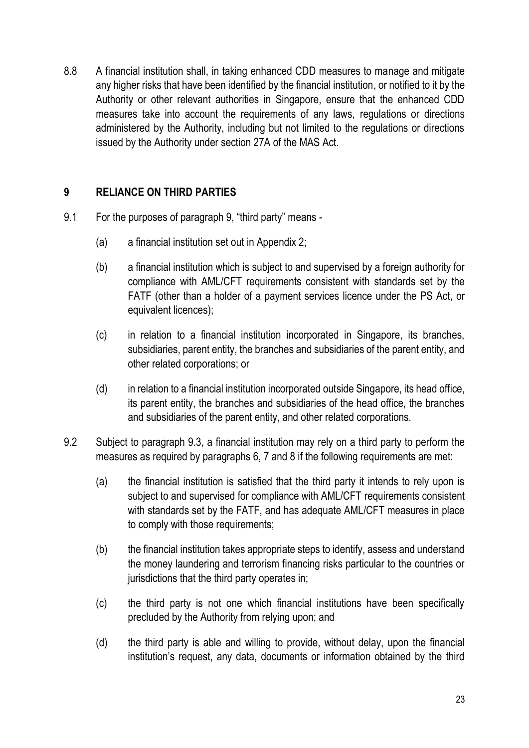8.8 A financial institution shall, in taking enhanced CDD measures to manage and mitigate any higher risks that have been identified by the financial institution, or notified to it by the Authority or other relevant authorities in Singapore, ensure that the enhanced CDD measures take into account the requirements of any laws, regulations or directions administered by the Authority, including but not limited to the regulations or directions issued by the Authority under section 27A of the MAS Act.

## 9 RELIANCE ON THIRD PARTIES

9.1 For the purposes of paragraph 9, "third party" means -

(a) a financial institution set out in Appendix 2;

(b) a financial institution which is subject to and supervised by a foreign authority for compliance with AML/CFT requirements consistent with standards set by the FATF (other than a holder of a payment services licence under the PS Act, or equivalent licences);

(c) in relation to a financial institution incorporated in Singapore, its branches, subsidiaries, parent entity, the branches and subsidiaries of the parent entity, and other related corporations; or

(d) in relation to a financial institution incorporated outside Singapore, its head office, its parent entity, the branches and subsidiaries of the head office, the branches and subsidiaries of the parent entity, and other related corporations.

9.2 Subject to paragraph 9.3, a financial institution may rely on a third party to perform the measures as required by paragraphs 6, 7 and 8 if the following requirements are met:

(a) the financial institution is satisfied that the third party it intends to rely upon is subject to and supervised for compliance with AML/CFT requirements consistent with standards set by the FATF, and has adequate AML/CFT measures in place to comply with those requirements;

(b) the financial institution takes appropriate steps to identify, assess and understand the money laundering and terrorism financing risks particular to the countries or jurisdictions that the third party operates in;

(c) the third party is not one which financial institutions have been specifically precluded by the Authority from relying upon; and

(d) the third party is able and willing to provide, without delay, upon the financial institution's request, any data, documents or information obtained by the third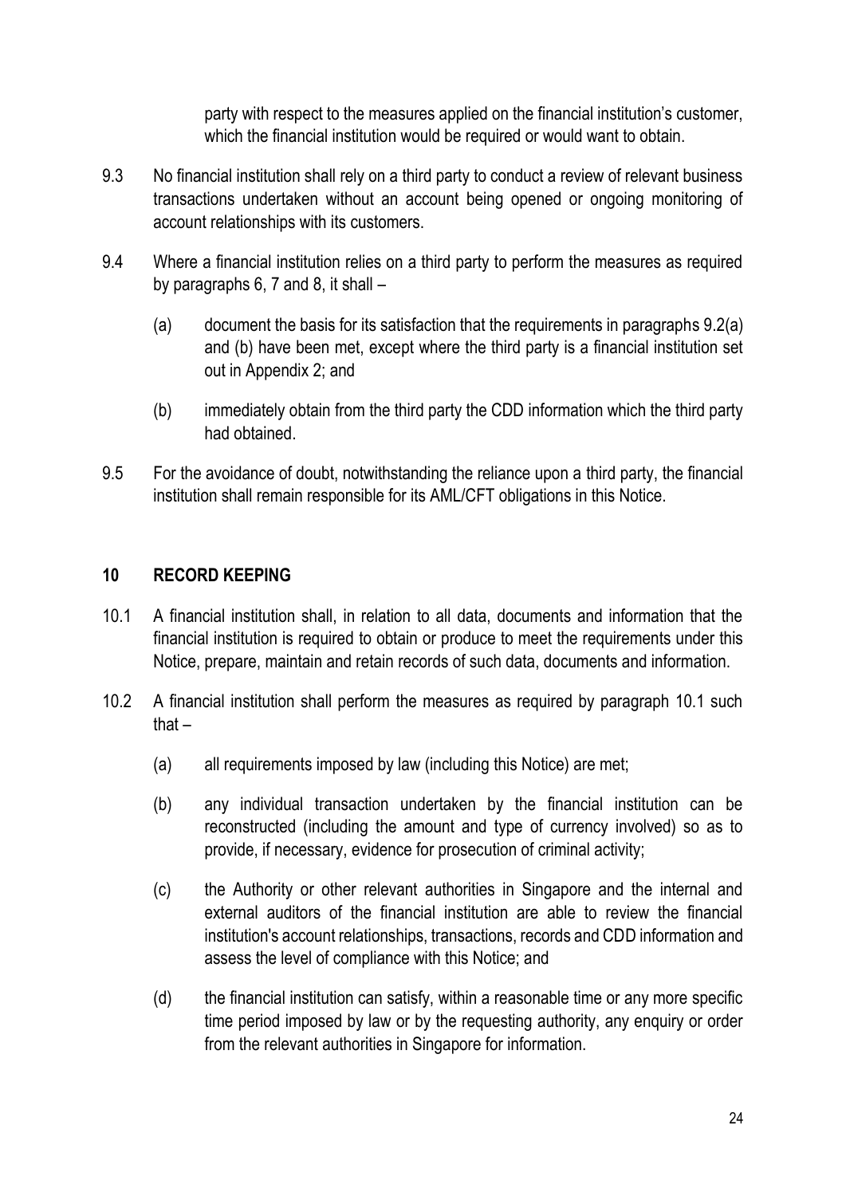party with respect to the measures applied on the financial institution's customer, which the financial institution would be required or would want to obtain.

9.3 No financial institution shall rely on a third party to conduct a review of relevant business transactions undertaken without an account being opened or ongoing monitoring of account relationships with its customers.

9.4 Where a financial institution relies on a third party to perform the measures as required by paragraphs 6, 7 and 8, it shall –

(a) document the basis for its satisfaction that the requirements in paragraphs 9.2(a) and (b) have been met, except where the third party is a financial institution set out in Appendix 2; and

(b) immediately obtain from the third party the CDD information which the third party had obtained.

9.5 For the avoidance of doubt, notwithstanding the reliance upon a third party, the financial institution shall remain responsible for its AML/CFT obligations in this Notice.

## 10 RECORD KEEPING

10.1 A financial institution shall, in relation to all data, documents and information that the financial institution is required to obtain or produce to meet the requirements under this Notice, prepare, maintain and retain records of such data, documents and information.

10.2 A financial institution shall perform the measures as required by paragraph 10.1 such that –

(a) all requirements imposed by law (including this Notice) are met;

(b) any individual transaction undertaken by the financial institution can be reconstructed (including the amount and type of currency involved) so as to provide, if necessary, evidence for prosecution of criminal activity;

(c) the Authority or other relevant authorities in Singapore and the internal and external auditors of the financial institution are able to review the financial institution's account relationships, transactions, records and CDD information and assess the level of compliance with this Notice; and

(d) the financial institution can satisfy, within a reasonable time or any more specific time period imposed by law or by the requesting authority, any enquiry or order from the relevant authorities in Singapore for information.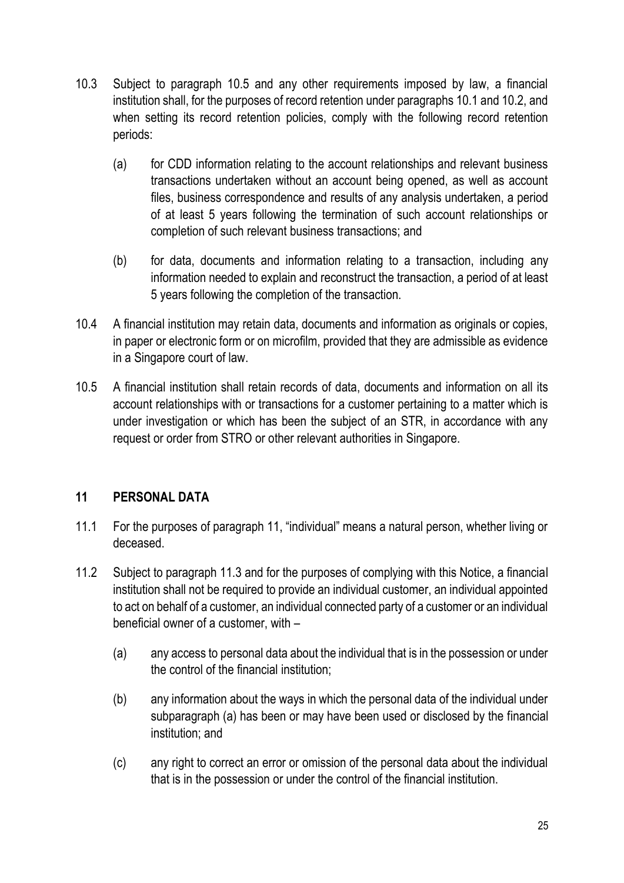10.3 Subject to paragraph 10.5 and any other requirements imposed by law, a financial institution shall, for the purposes of record retention under paragraphs 10.1 and 10.2, and when setting its record retention policies, comply with the following record retention periods:

(a) for CDD information relating to the account relationships and relevant business transactions undertaken without an account being opened, as well as account files, business correspondence and results of any analysis undertaken, a period of at least 5 years following the termination of such account relationships or completion of such relevant business transactions; and

(b) for data, documents and information relating to a transaction, including any information needed to explain and reconstruct the transaction, a period of at least 5 years following the completion of the transaction.

10.4 A financial institution may retain data, documents and information as originals or copies, in paper or electronic form or on microfilm, provided that they are admissible as evidence in a Singapore court of law.

10.5 A financial institution shall retain records of data, documents and information on all its account relationships with or transactions for a customer pertaining to a matter which is under investigation or which has been the subject of an STR, in accordance with any request or order from STRO or other relevant authorities in Singapore.

## 11 PERSONAL DATA

11.1 For the purposes of paragraph 11, "individual" means a natural person, whether living or deceased.

11.2 Subject to paragraph 11.3 and for the purposes of complying with this Notice, a financial institution shall not be required to provide an individual customer, an individual appointed to act on behalf of a customer, an individual connected party of a customer or an individual beneficial owner of a customer, with –

(a) any access to personal data about the individual that is in the possession or under the control of the financial institution;

(b) any information about the ways in which the personal data of the individual under subparagraph (a) has been or may have been used or disclosed by the financial institution; and

(c) any right to correct an error or omission of the personal data about the individual that is in the possession or under the control of the financial institution.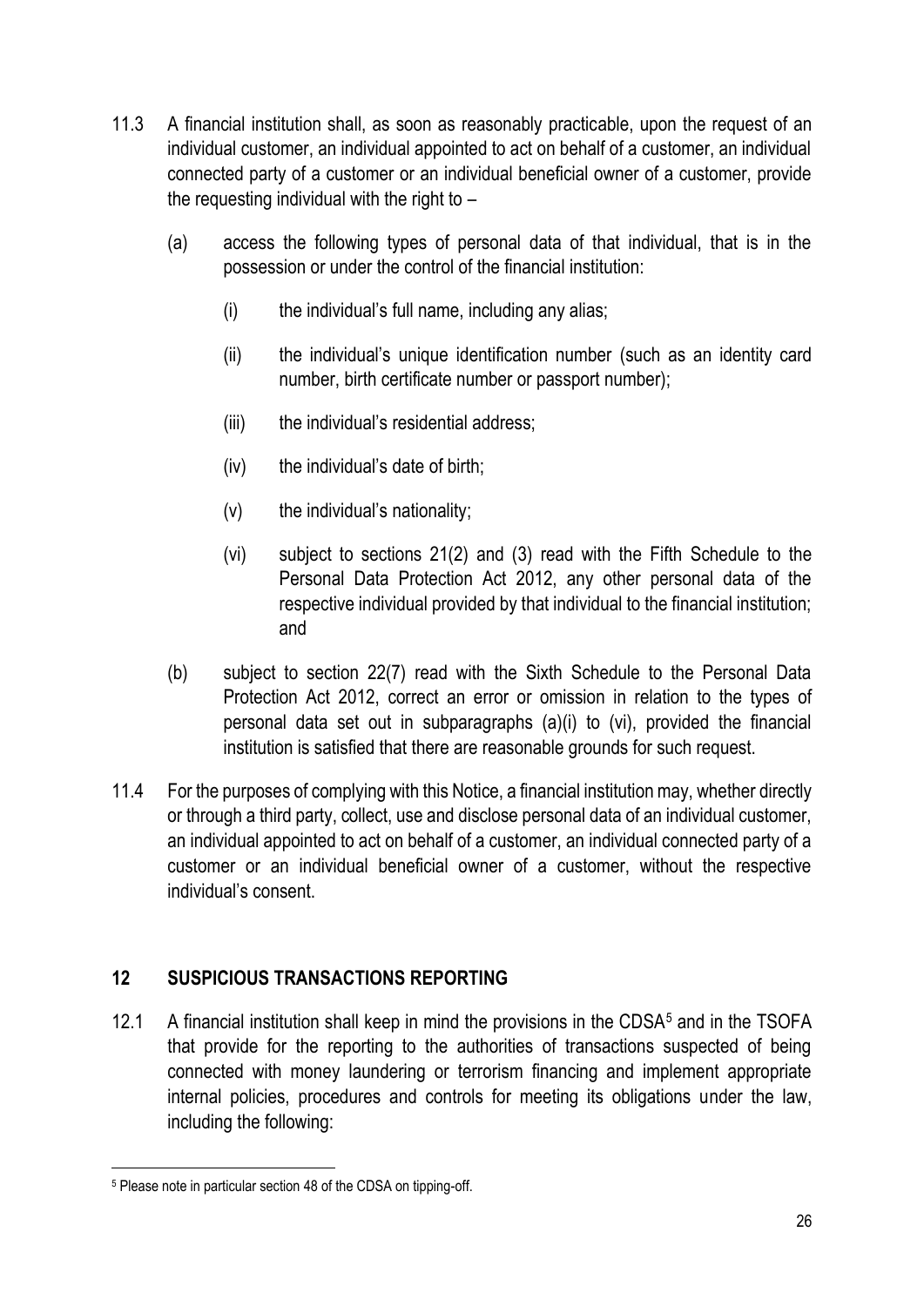11.3 A financial institution shall, as soon as reasonably practicable, upon the request of an individual customer, an individual appointed to act on behalf of a customer, an individual connected party of a customer or an individual beneficial owner of a customer, provide the requesting individual with the right to –

  (a) access the following types of personal data of that individual, that is in the possession or under the control of the financial institution:

    (i) the individual's full name, including any alias;

    (ii) the individual's unique identification number (such as an identity card number, birth certificate number or passport number);

    (iii) the individual's residential address;

    (iv) the individual's date of birth;

    (v) the individual's nationality;

    (vi) subject to sections 21(2) and (3) read with the Fifth Schedule to the Personal Data Protection Act 2012, any other personal data of the respective individual provided by that individual to the financial institution; and

  (b) subject to section 22(7) read with the Sixth Schedule to the Personal Data Protection Act 2012, correct an error or omission in relation to the types of personal data set out in subparagraphs (a)(i) to (vi), provided the financial institution is satisfied that there are reasonable grounds for such request.

11.4 For the purposes of complying with this Notice, a financial institution may, whether directly or through a third party, collect, use and disclose personal data of an individual customer, an individual appointed to act on behalf of a customer, an individual connected party of a customer or an individual beneficial owner of a customer, without the respective individual's consent.

## 12 SUSPICIOUS TRANSACTIONS REPORTING

12.1 A financial institution shall keep in mind the provisions in the CDSA[5] and in the TSOFA that provide for the reporting to the authorities of transactions suspected of being connected with money laundering or terrorism financing and implement appropriate internal policies, procedures and controls for meeting its obligations under the law, including the following:

---

[5] Please note in particular section 48 of the CDSA on tipping-off.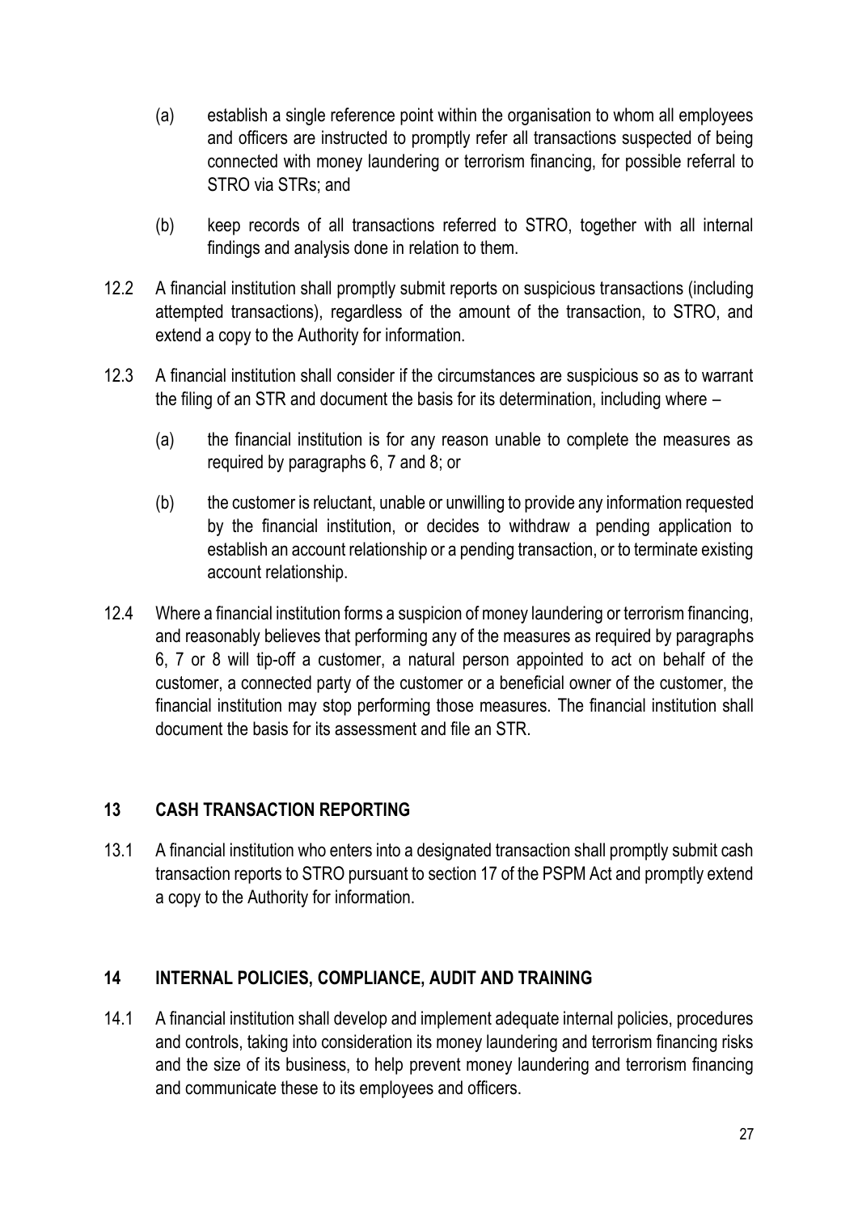(a) establish a single reference point within the organisation to whom all employees and officers are instructed to promptly refer all transactions suspected of being connected with money laundering or terrorism financing, for possible referral to STRO via STRs; and

(b) keep records of all transactions referred to STRO, together with all internal findings and analysis done in relation to them.

12.2 A financial institution shall promptly submit reports on suspicious transactions (including attempted transactions), regardless of the amount of the transaction, to STRO, and extend a copy to the Authority for information.

12.3 A financial institution shall consider if the circumstances are suspicious so as to warrant the filing of an STR and document the basis for its determination, including where –

(a) the financial institution is for any reason unable to complete the measures as required by paragraphs 6, 7 and 8; or

(b) the customer is reluctant, unable or unwilling to provide any information requested by the financial institution, or decides to withdraw a pending application to establish an account relationship or a pending transaction, or to terminate existing account relationship.

12.4 Where a financial institution forms a suspicion of money laundering or terrorism financing, and reasonably believes that performing any of the measures as required by paragraphs 6, 7 or 8 will tip-off a customer, a natural person appointed to act on behalf of the customer, a connected party of the customer or a beneficial owner of the customer, the financial institution may stop performing those measures. The financial institution shall document the basis for its assessment and file an STR.

## 13 CASH TRANSACTION REPORTING

13.1 A financial institution who enters into a designated transaction shall promptly submit cash transaction reports to STRO pursuant to section 17 of the PSPM Act and promptly extend a copy to the Authority for information.

## 14 INTERNAL POLICIES, COMPLIANCE, AUDIT AND TRAINING

14.1 A financial institution shall develop and implement adequate internal policies, procedures and controls, taking into consideration its money laundering and terrorism financing risks and the size of its business, to help prevent money laundering and terrorism financing and communicate these to its employees and officers.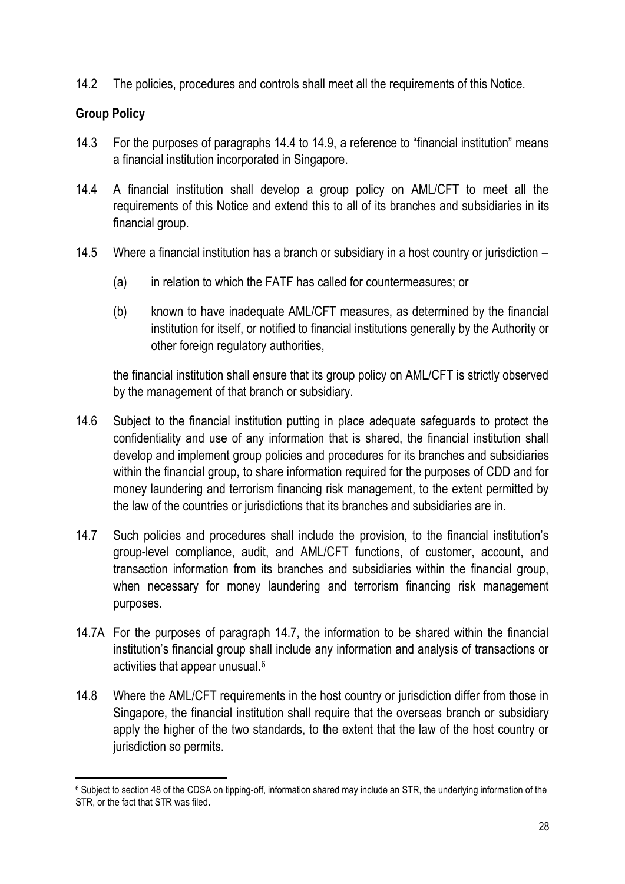14.2 The policies, procedures and controls shall meet all the requirements of this Notice.

**Group Policy**

14.3 For the purposes of paragraphs 14.4 to 14.9, a reference to "financial institution" means a financial institution incorporated in Singapore.

14.4 A financial institution shall develop a group policy on AML/CFT to meet all the requirements of this Notice and extend this to all of its branches and subsidiaries in its financial group.

14.5 Where a financial institution has a branch or subsidiary in a host country or jurisdiction –

(a) in relation to which the FATF has called for countermeasures; or

(b) known to have inadequate AML/CFT measures, as determined by the financial institution for itself, or notified to financial institutions generally by the Authority or other foreign regulatory authorities,

the financial institution shall ensure that its group policy on AML/CFT is strictly observed by the management of that branch or subsidiary.

14.6 Subject to the financial institution putting in place adequate safeguards to protect the confidentiality and use of any information that is shared, the financial institution shall develop and implement group policies and procedures for its branches and subsidiaries within the financial group, to share information required for the purposes of CDD and for money laundering and terrorism financing risk management, to the extent permitted by the law of the countries or jurisdictions that its branches and subsidiaries are in.

14.7 Such policies and procedures shall include the provision, to the financial institution's group-level compliance, audit, and AML/CFT functions, of customer, account, and transaction information from its branches and subsidiaries within the financial group, when necessary for money laundering and terrorism financing risk management purposes.

14.7A For the purposes of paragraph 14.7, the information to be shared within the financial institution's financial group shall include any information and analysis of transactions or activities that appear unusual.[6]

14.8 Where the AML/CFT requirements in the host country or jurisdiction differ from those in Singapore, the financial institution shall require that the overseas branch or subsidiary apply the higher of the two standards, to the extent that the law of the host country or jurisdiction so permits.

---

[6] Subject to section 48 of the CDSA on tipping-off, information shared may include an STR, the underlying information of the STR, or the fact that STR was filed.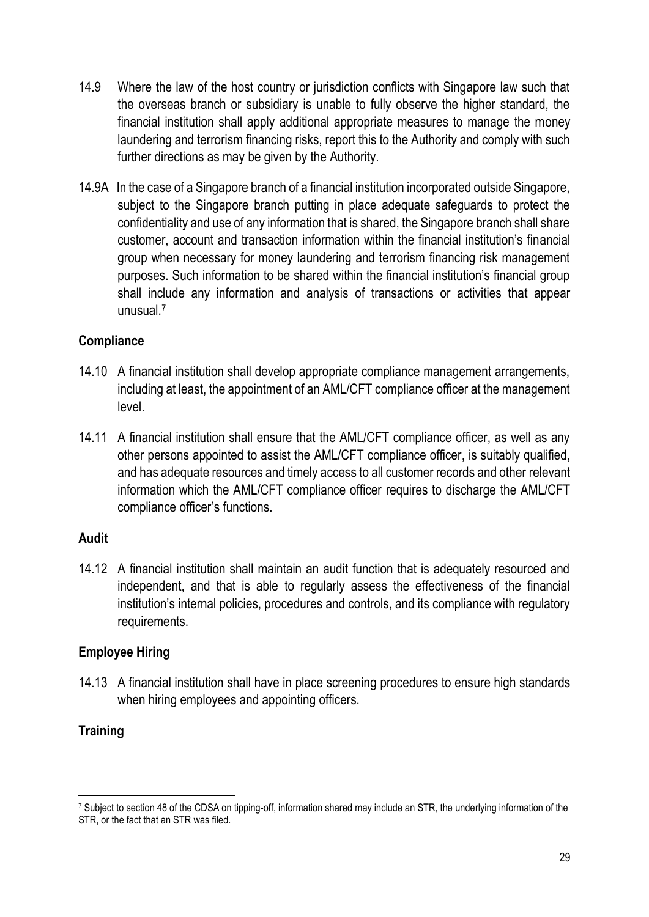14.9 Where the law of the host country or jurisdiction conflicts with Singapore law such that the overseas branch or subsidiary is unable to fully observe the higher standard, the financial institution shall apply additional appropriate measures to manage the money laundering and terrorism financing risks, report this to the Authority and comply with such further directions as may be given by the Authority.

14.9A In the case of a Singapore branch of a financial institution incorporated outside Singapore, subject to the Singapore branch putting in place adequate safeguards to protect the confidentiality and use of any information that is shared, the Singapore branch shall share customer, account and transaction information within the financial institution's financial group when necessary for money laundering and terrorism financing risk management purposes. Such information to be shared within the financial institution's financial group shall include any information and analysis of transactions or activities that appear unusual.[7]

## Compliance

14.10 A financial institution shall develop appropriate compliance management arrangements, including at least, the appointment of an AML/CFT compliance officer at the management level.

14.11 A financial institution shall ensure that the AML/CFT compliance officer, as well as any other persons appointed to assist the AML/CFT compliance officer, is suitably qualified, and has adequate resources and timely access to all customer records and other relevant information which the AML/CFT compliance officer requires to discharge the AML/CFT compliance officer's functions.

## Audit

14.12 A financial institution shall maintain an audit function that is adequately resourced and independent, and that is able to regularly assess the effectiveness of the financial institution's internal policies, procedures and controls, and its compliance with regulatory requirements.

## Employee Hiring

14.13 A financial institution shall have in place screening procedures to ensure high standards when hiring employees and appointing officers.

## Training

[7] Subject to section 48 of the CDSA on tipping-off, information shared may include an STR, the underlying information of the STR, or the fact that an STR was filed.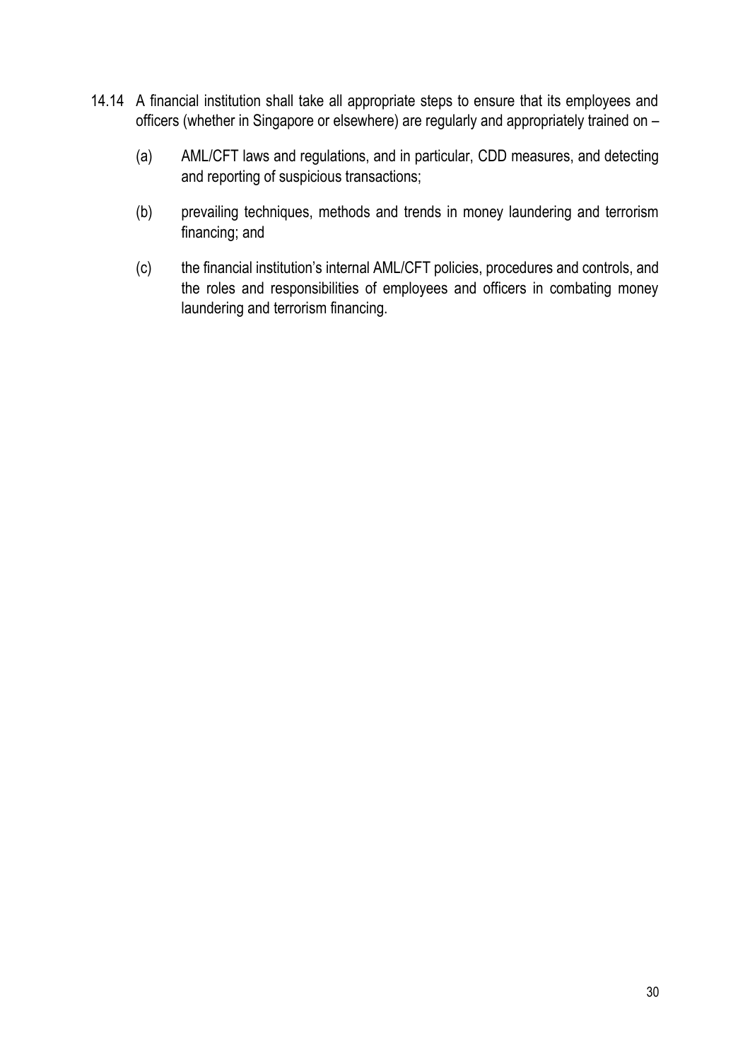14.14 A financial institution shall take all appropriate steps to ensure that its employees and officers (whether in Singapore or elsewhere) are regularly and appropriately trained on –

(a) AML/CFT laws and regulations, and in particular, CDD measures, and detecting and reporting of suspicious transactions;

(b) prevailing techniques, methods and trends in money laundering and terrorism financing; and

(c) the financial institution's internal AML/CFT policies, procedures and controls, and the roles and responsibilities of employees and officers in combating money laundering and terrorism financing.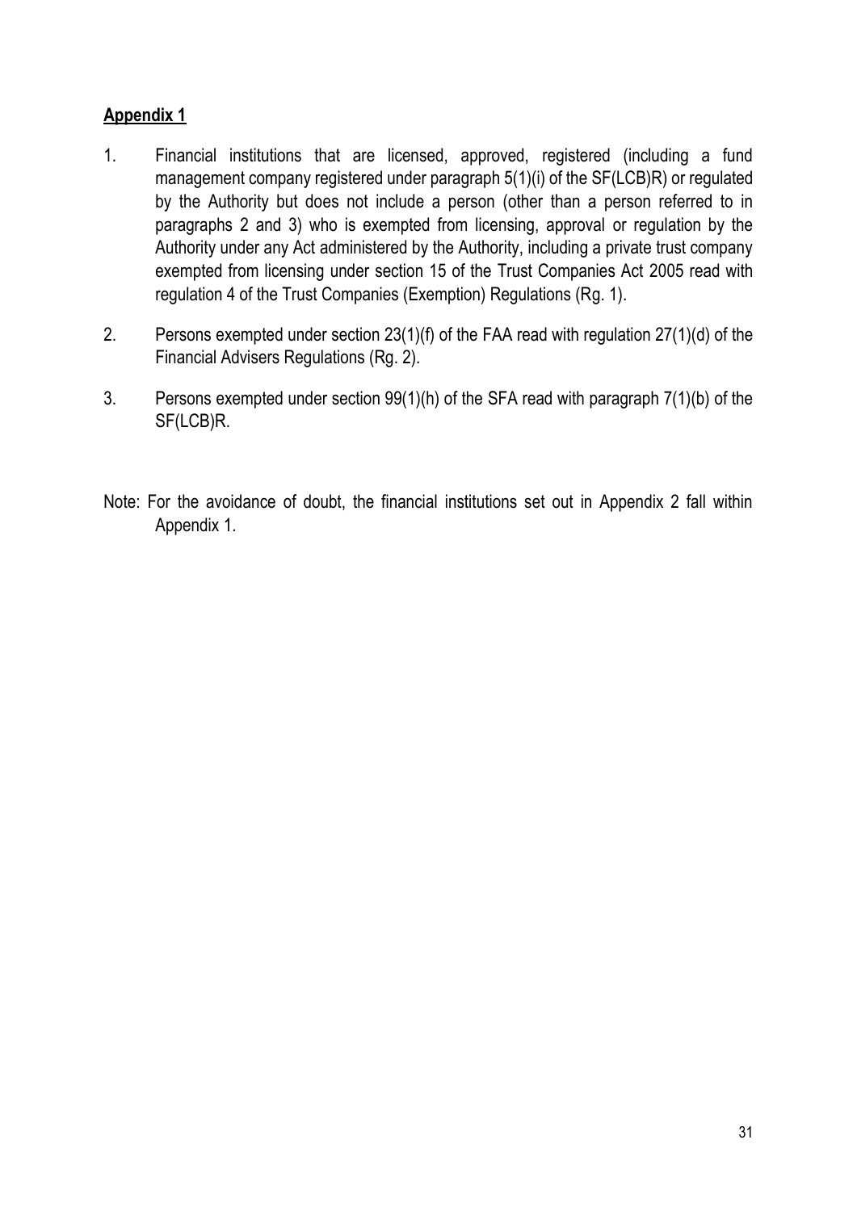**Appendix 1**

1. Financial institutions that are licensed, approved, registered (including a fund management company registered under paragraph 5(1)(i) of the SF(LCB)R) or regulated by the Authority but does not include a person (other than a person referred to in paragraphs 2 and 3) who is exempted from licensing, approval or regulation by the Authority under any Act administered by the Authority, including a private trust company exempted from licensing under section 15 of the Trust Companies Act 2005 read with regulation 4 of the Trust Companies (Exemption) Regulations (Rg. 1).

2. Persons exempted under section 23(1)(f) of the FAA read with regulation 27(1)(d) of the Financial Advisers Regulations (Rg. 2).

3. Persons exempted under section 99(1)(h) of the SFA read with paragraph 7(1)(b) of the SF(LCB)R.

Note: For the avoidance of doubt, the financial institutions set out in Appendix 2 fall within Appendix 1.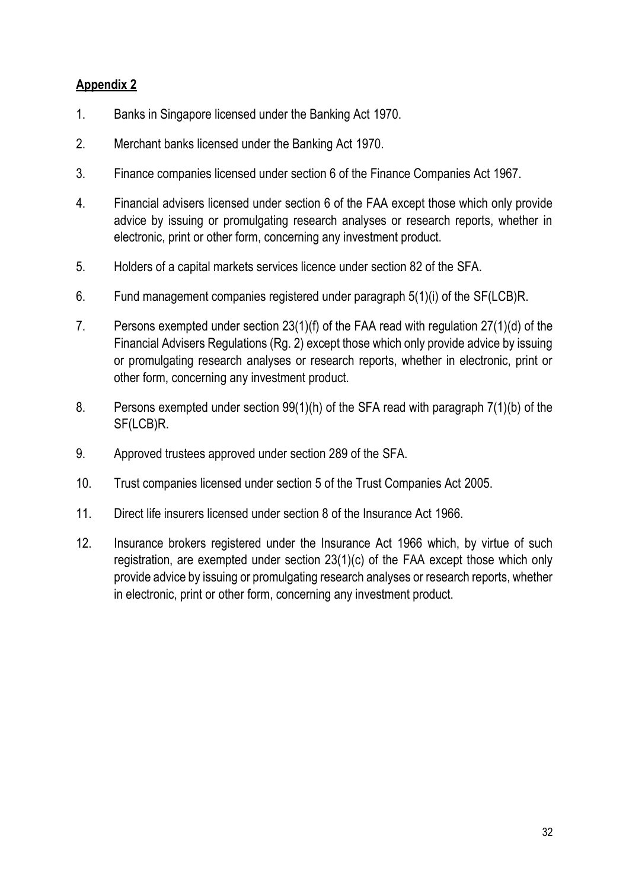**Appendix 2**

1. Banks in Singapore licensed under the Banking Act 1970.
2. Merchant banks licensed under the Banking Act 1970.
3. Finance companies licensed under section 6 of the Finance Companies Act 1967.
4. Financial advisers licensed under section 6 of the FAA except those which only provide advice by issuing or promulgating research analyses or research reports, whether in electronic, print or other form, concerning any investment product.
5. Holders of a capital markets services licence under section 82 of the SFA.
6. Fund management companies registered under paragraph 5(1)(i) of the SF(LCB)R.
7. Persons exempted under section 23(1)(f) of the FAA read with regulation 27(1)(d) of the Financial Advisers Regulations (Rg. 2) except those which only provide advice by issuing or promulgating research analyses or research reports, whether in electronic, print or other form, concerning any investment product.
8. Persons exempted under section 99(1)(h) of the SFA read with paragraph 7(1)(b) of the SF(LCB)R.
9. Approved trustees approved under section 289 of the SFA.
10. Trust companies licensed under section 5 of the Trust Companies Act 2005.
11. Direct life insurers licensed under section 8 of the Insurance Act 1966.
12. Insurance brokers registered under the Insurance Act 1966 which, by virtue of such registration, are exempted under section 23(1)(c) of the FAA except those which only provide advice by issuing or promulgating research analyses or research reports, whether in electronic, print or other form, concerning any investment product.